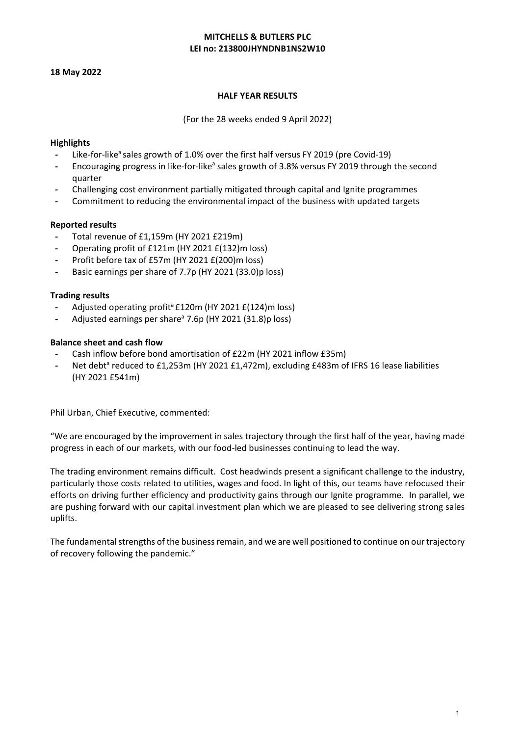**MITCHELLS & BUTLERS PLC**
**LEI no: 213800JHYNDNB1NS2W10**

**18 May 2022**

**HALF YEAR RESULTS**

(For the 28 weeks ended 9 April 2022)

**Highlights**

- Like-for-like[a] sales growth of 1.0% over the first half versus FY 2019 (pre Covid-19)
- Encouraging progress in like-for-like[a] sales growth of 3.8% versus FY 2019 through the second quarter
- Challenging cost environment partially mitigated through capital and Ignite programmes
- Commitment to reducing the environmental impact of the business with updated targets

**Reported results**

- Total revenue of £1,159m (HY 2021 £219m)
- Operating profit of £121m (HY 2021 £(132)m loss)
- Profit before tax of £57m (HY 2021 £(200)m loss)
- Basic earnings per share of 7.7p (HY 2021 (33.0)p loss)

**Trading results**

- Adjusted operating profit[a] £120m (HY 2021 £(124)m loss)
- Adjusted earnings per share[a] 7.6p (HY 2021 (31.8)p loss)

**Balance sheet and cash flow**

- Cash inflow before bond amortisation of £22m (HY 2021 inflow £35m)
- Net debt[a] reduced to £1,253m (HY 2021 £1,472m), excluding £483m of IFRS 16 lease liabilities (HY 2021 £541m)

Phil Urban, Chief Executive, commented:

"We are encouraged by the improvement in sales trajectory through the first half of the year, having made progress in each of our markets, with our food-led businesses continuing to lead the way.

The trading environment remains difficult. Cost headwinds present a significant challenge to the industry, particularly those costs related to utilities, wages and food. In light of this, our teams have refocused their efforts on driving further efficiency and productivity gains through our Ignite programme. In parallel, we are pushing forward with our capital investment plan which we are pleased to see delivering strong sales uplifts.

The fundamental strengths of the business remain, and we are well positioned to continue on our trajectory of recovery following the pandemic."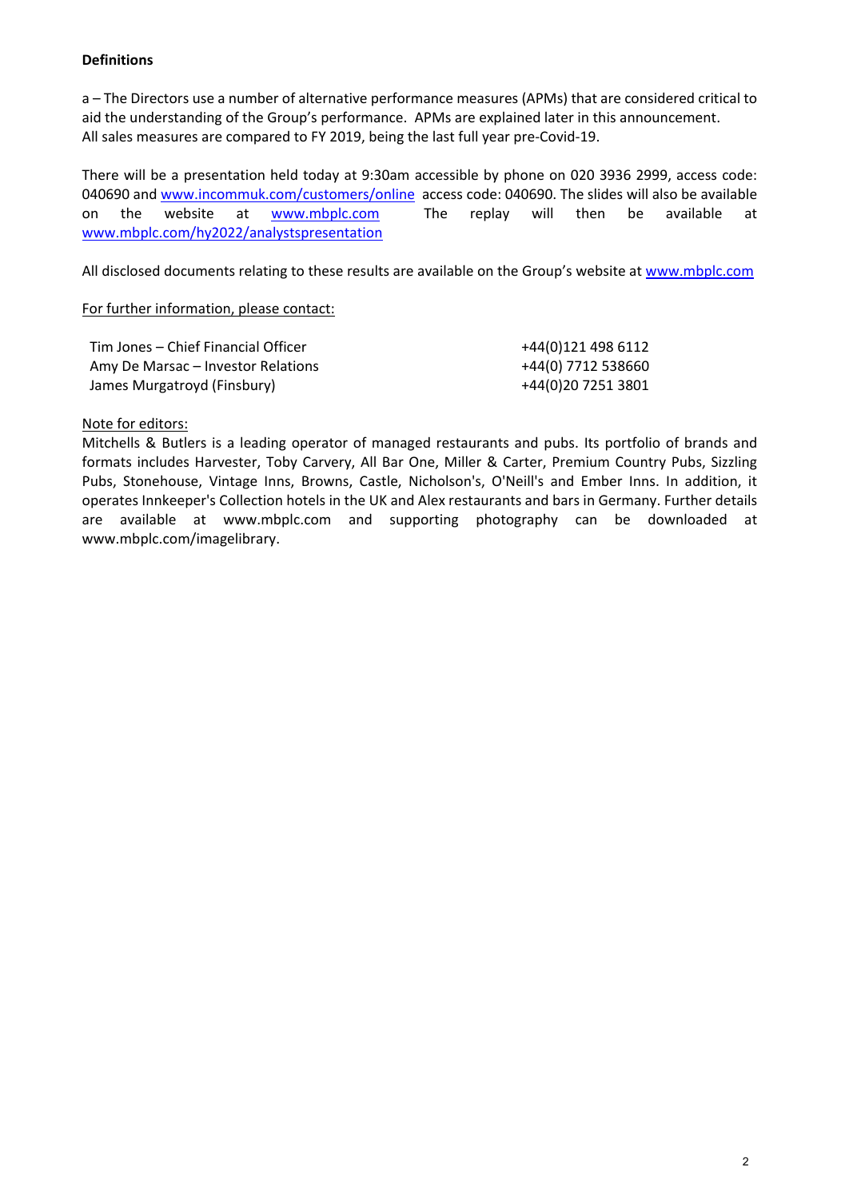**Definitions**

a – The Directors use a number of alternative performance measures (APMs) that are considered critical to aid the understanding of the Group's performance. APMs are explained later in this announcement.
All sales measures are compared to FY 2019, being the last full year pre-Covid-19.

There will be a presentation held today at 9:30am accessible by phone on 020 3936 2999, access code: 040690 and www.incommuk.com/customers/online access code: 040690. The slides will also be available on the website at www.mbplc.com The replay will then be available at www.mbplc.com/hy2022/analystspresentation

All disclosed documents relating to these results are available on the Group's website at www.mbplc.com

For further information, please contact:

| | |
|---|---|
| Tim Jones – Chief Financial Officer | +44(0)121 498 6112 |
| Amy De Marsac – Investor Relations | +44(0) 7712 538660 |
| James Murgatroyd (Finsbury) | +44(0)20 7251 3801 |

Note for editors:
Mitchells & Butlers is a leading operator of managed restaurants and pubs. Its portfolio of brands and formats includes Harvester, Toby Carvery, All Bar One, Miller & Carter, Premium Country Pubs, Sizzling Pubs, Stonehouse, Vintage Inns, Browns, Castle, Nicholson's, O'Neill's and Ember Inns. In addition, it operates Innkeeper's Collection hotels in the UK and Alex restaurants and bars in Germany. Further details are available at www.mbplc.com and supporting photography can be downloaded at www.mbplc.com/imagelibrary.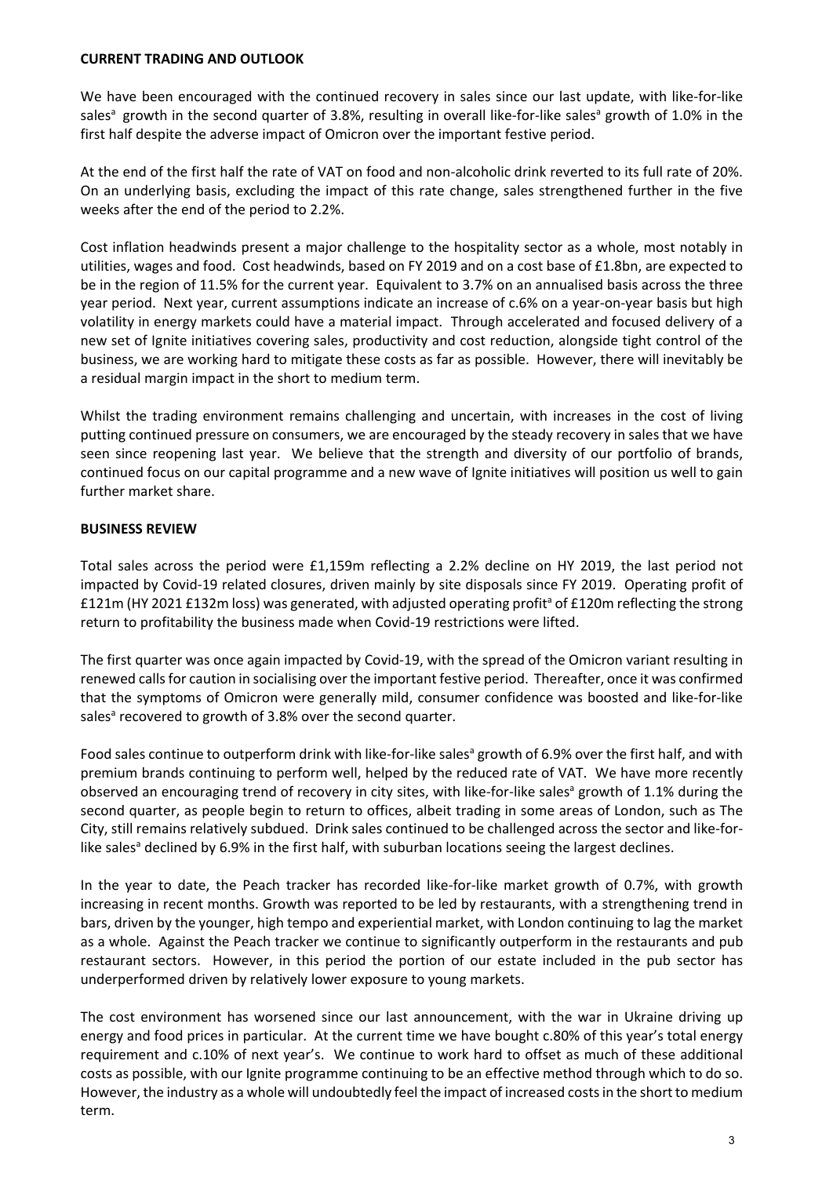**CURRENT TRADING AND OUTLOOK**

We have been encouraged with the continued recovery in sales since our last update, with like-for-like sales[a] growth in the second quarter of 3.8%, resulting in overall like-for-like sales[a] growth of 1.0% in the first half despite the adverse impact of Omicron over the important festive period.

At the end of the first half the rate of VAT on food and non-alcoholic drink reverted to its full rate of 20%. On an underlying basis, excluding the impact of this rate change, sales strengthened further in the five weeks after the end of the period to 2.2%.

Cost inflation headwinds present a major challenge to the hospitality sector as a whole, most notably in utilities, wages and food. Cost headwinds, based on FY 2019 and on a cost base of £1.8bn, are expected to be in the region of 11.5% for the current year. Equivalent to 3.7% on an annualised basis across the three year period. Next year, current assumptions indicate an increase of c.6% on a year-on-year basis but high volatility in energy markets could have a material impact. Through accelerated and focused delivery of a new set of Ignite initiatives covering sales, productivity and cost reduction, alongside tight control of the business, we are working hard to mitigate these costs as far as possible. However, there will inevitably be a residual margin impact in the short to medium term.

Whilst the trading environment remains challenging and uncertain, with increases in the cost of living putting continued pressure on consumers, we are encouraged by the steady recovery in sales that we have seen since reopening last year. We believe that the strength and diversity of our portfolio of brands, continued focus on our capital programme and a new wave of Ignite initiatives will position us well to gain further market share.

**BUSINESS REVIEW**

Total sales across the period were £1,159m reflecting a 2.2% decline on HY 2019, the last period not impacted by Covid-19 related closures, driven mainly by site disposals since FY 2019. Operating profit of £121m (HY 2021 £132m loss) was generated, with adjusted operating profit[a] of £120m reflecting the strong return to profitability the business made when Covid-19 restrictions were lifted.

The first quarter was once again impacted by Covid-19, with the spread of the Omicron variant resulting in renewed calls for caution in socialising over the important festive period. Thereafter, once it was confirmed that the symptoms of Omicron were generally mild, consumer confidence was boosted and like-for-like sales[a] recovered to growth of 3.8% over the second quarter.

Food sales continue to outperform drink with like-for-like sales[a] growth of 6.9% over the first half, and with premium brands continuing to perform well, helped by the reduced rate of VAT. We have more recently observed an encouraging trend of recovery in city sites, with like-for-like sales[a] growth of 1.1% during the second quarter, as people begin to return to offices, albeit trading in some areas of London, such as The City, still remains relatively subdued. Drink sales continued to be challenged across the sector and like-for-like sales[a] declined by 6.9% in the first half, with suburban locations seeing the largest declines.

In the year to date, the Peach tracker has recorded like-for-like market growth of 0.7%, with growth increasing in recent months. Growth was reported to be led by restaurants, with a strengthening trend in bars, driven by the younger, high tempo and experiential market, with London continuing to lag the market as a whole. Against the Peach tracker we continue to significantly outperform in the restaurants and pub restaurant sectors. However, in this period the portion of our estate included in the pub sector has underperformed driven by relatively lower exposure to young markets.

The cost environment has worsened since our last announcement, with the war in Ukraine driving up energy and food prices in particular. At the current time we have bought c.80% of this year's total energy requirement and c.10% of next year's. We continue to work hard to offset as much of these additional costs as possible, with our Ignite programme continuing to be an effective method through which to do so. However, the industry as a whole will undoubtedly feel the impact of increased costs in the short to medium term.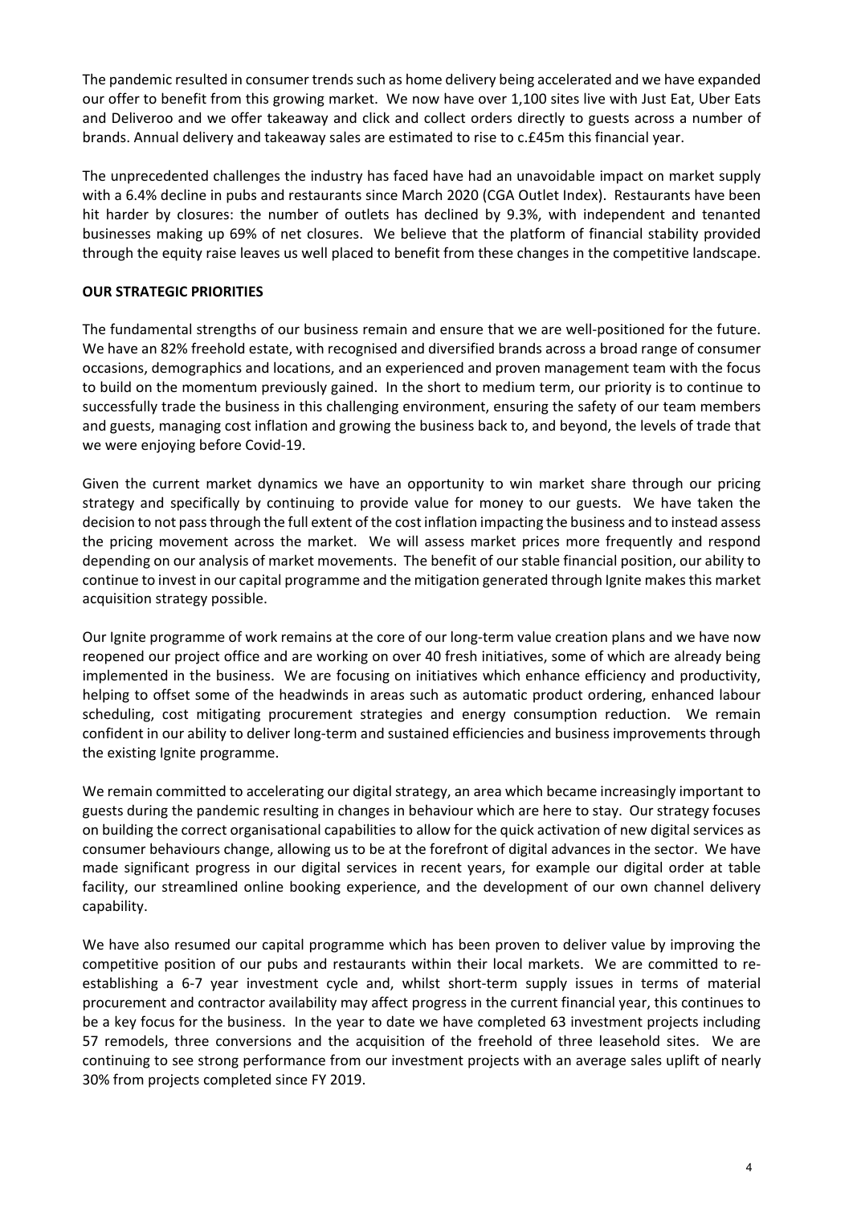The pandemic resulted in consumer trends such as home delivery being accelerated and we have expanded our offer to benefit from this growing market. We now have over 1,100 sites live with Just Eat, Uber Eats and Deliveroo and we offer takeaway and click and collect orders directly to guests across a number of brands. Annual delivery and takeaway sales are estimated to rise to c.£45m this financial year.

The unprecedented challenges the industry has faced have had an unavoidable impact on market supply with a 6.4% decline in pubs and restaurants since March 2020 (CGA Outlet Index). Restaurants have been hit harder by closures: the number of outlets has declined by 9.3%, with independent and tenanted businesses making up 69% of net closures. We believe that the platform of financial stability provided through the equity raise leaves us well placed to benefit from these changes in the competitive landscape.

**OUR STRATEGIC PRIORITIES**

The fundamental strengths of our business remain and ensure that we are well-positioned for the future. We have an 82% freehold estate, with recognised and diversified brands across a broad range of consumer occasions, demographics and locations, and an experienced and proven management team with the focus to build on the momentum previously gained. In the short to medium term, our priority is to continue to successfully trade the business in this challenging environment, ensuring the safety of our team members and guests, managing cost inflation and growing the business back to, and beyond, the levels of trade that we were enjoying before Covid-19.

Given the current market dynamics we have an opportunity to win market share through our pricing strategy and specifically by continuing to provide value for money to our guests. We have taken the decision to not pass through the full extent of the cost inflation impacting the business and to instead assess the pricing movement across the market. We will assess market prices more frequently and respond depending on our analysis of market movements. The benefit of our stable financial position, our ability to continue to invest in our capital programme and the mitigation generated through Ignite makes this market acquisition strategy possible.

Our Ignite programme of work remains at the core of our long-term value creation plans and we have now reopened our project office and are working on over 40 fresh initiatives, some of which are already being implemented in the business. We are focusing on initiatives which enhance efficiency and productivity, helping to offset some of the headwinds in areas such as automatic product ordering, enhanced labour scheduling, cost mitigating procurement strategies and energy consumption reduction. We remain confident in our ability to deliver long-term and sustained efficiencies and business improvements through the existing Ignite programme.

We remain committed to accelerating our digital strategy, an area which became increasingly important to guests during the pandemic resulting in changes in behaviour which are here to stay. Our strategy focuses on building the correct organisational capabilities to allow for the quick activation of new digital services as consumer behaviours change, allowing us to be at the forefront of digital advances in the sector. We have made significant progress in our digital services in recent years, for example our digital order at table facility, our streamlined online booking experience, and the development of our own channel delivery capability.

We have also resumed our capital programme which has been proven to deliver value by improving the competitive position of our pubs and restaurants within their local markets. We are committed to re-establishing a 6-7 year investment cycle and, whilst short-term supply issues in terms of material procurement and contractor availability may affect progress in the current financial year, this continues to be a key focus for the business. In the year to date we have completed 63 investment projects including 57 remodels, three conversions and the acquisition of the freehold of three leasehold sites. We are continuing to see strong performance from our investment projects with an average sales uplift of nearly 30% from projects completed since FY 2019.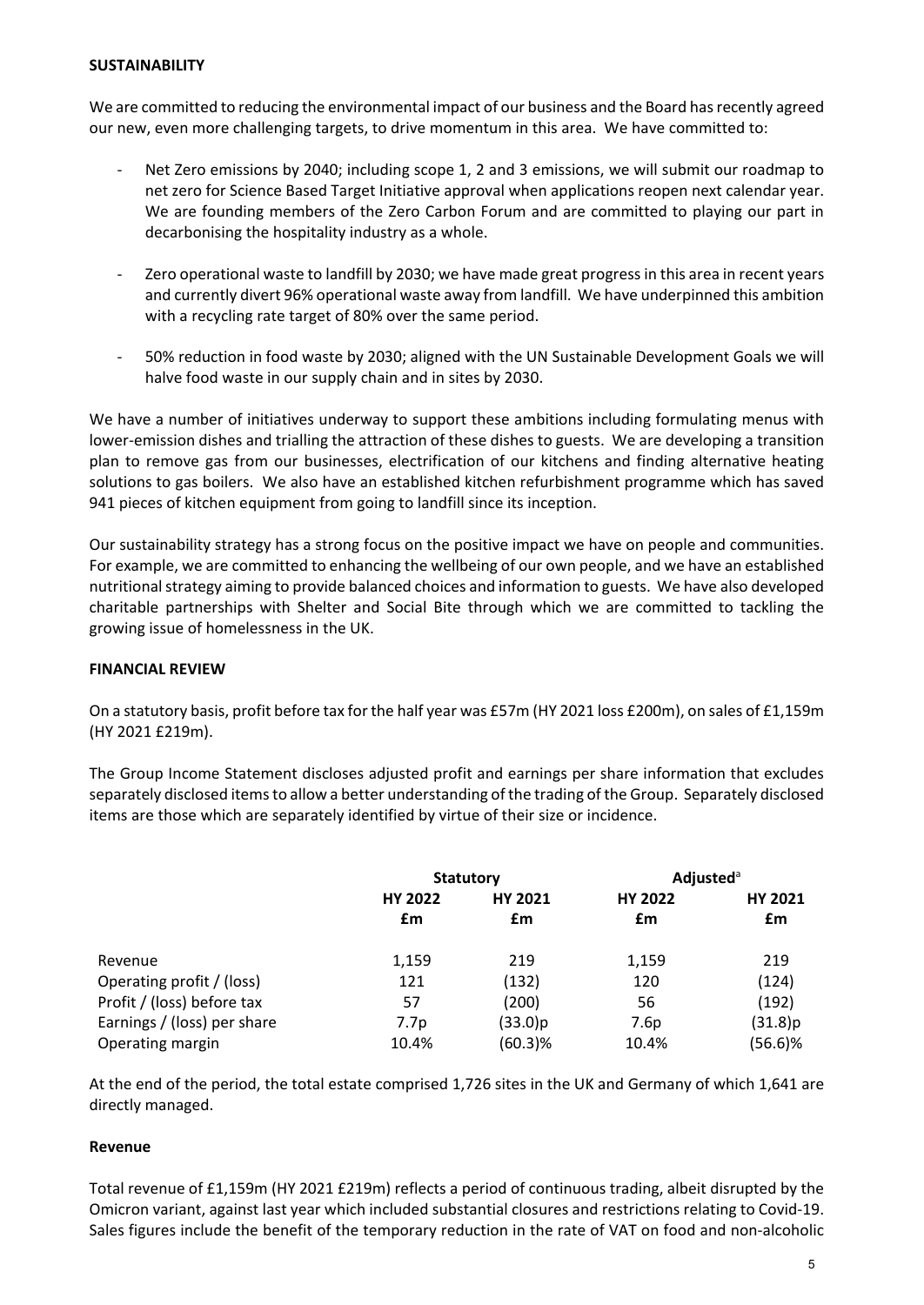## SUSTAINABILITY

We are committed to reducing the environmental impact of our business and the Board has recently agreed our new, even more challenging targets, to drive momentum in this area. We have committed to:

- Net Zero emissions by 2040; including scope 1, 2 and 3 emissions, we will submit our roadmap to net zero for Science Based Target Initiative approval when applications reopen next calendar year. We are founding members of the Zero Carbon Forum and are committed to playing our part in decarbonising the hospitality industry as a whole.
- Zero operational waste to landfill by 2030; we have made great progress in this area in recent years and currently divert 96% operational waste away from landfill. We have underpinned this ambition with a recycling rate target of 80% over the same period.
- 50% reduction in food waste by 2030; aligned with the UN Sustainable Development Goals we will halve food waste in our supply chain and in sites by 2030.

We have a number of initiatives underway to support these ambitions including formulating menus with lower-emission dishes and trialling the attraction of these dishes to guests. We are developing a transition plan to remove gas from our businesses, electrification of our kitchens and finding alternative heating solutions to gas boilers. We also have an established kitchen refurbishment programme which has saved 941 pieces of kitchen equipment from going to landfill since its inception.

Our sustainability strategy has a strong focus on the positive impact we have on people and communities. For example, we are committed to enhancing the wellbeing of our own people, and we have an established nutritional strategy aiming to provide balanced choices and information to guests. We have also developed charitable partnerships with Shelter and Social Bite through which we are committed to tackling the growing issue of homelessness in the UK.

## FINANCIAL REVIEW

On a statutory basis, profit before tax for the half year was £57m (HY 2021 loss £200m), on sales of £1,159m (HY 2021 £219m).

The Group Income Statement discloses adjusted profit and earnings per share information that excludes separately disclosed items to allow a better understanding of the trading of the Group. Separately disclosed items are those which are separately identified by virtue of their size or incidence.

| | Statutory | | Adjusted[a] | |
|---|---|---|---|---|
| | HY 2022 £m | HY 2021 £m | HY 2022 £m | HY 2021 £m |
| Revenue | 1,159 | 219 | 1,159 | 219 |
| Operating profit / (loss) | 121 | (132) | 120 | (124) |
| Profit / (loss) before tax | 57 | (200) | 56 | (192) |
| Earnings / (loss) per share | 7.7p | (33.0)p | 7.6p | (31.8)p |
| Operating margin | 10.4% | (60.3)% | 10.4% | (56.6)% |

At the end of the period, the total estate comprised 1,726 sites in the UK and Germany of which 1,641 are directly managed.

### Revenue

Total revenue of £1,159m (HY 2021 £219m) reflects a period of continuous trading, albeit disrupted by the Omicron variant, against last year which included substantial closures and restrictions relating to Covid-19. Sales figures include the benefit of the temporary reduction in the rate of VAT on food and non-alcoholic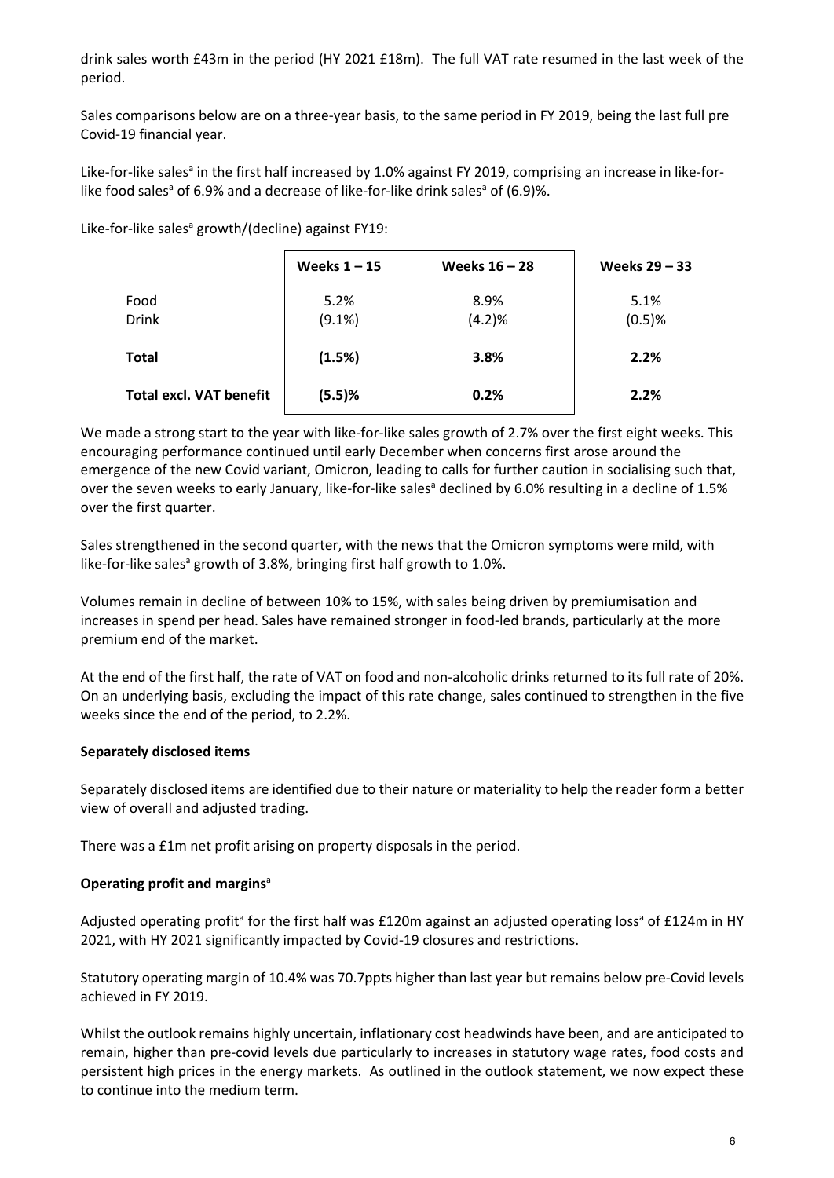drink sales worth £43m in the period (HY 2021 £18m). The full VAT rate resumed in the last week of the period.

Sales comparisons below are on a three-year basis, to the same period in FY 2019, being the last full pre Covid-19 financial year.

Like-for-like sales[a] in the first half increased by 1.0% against FY 2019, comprising an increase in like-for-like food sales[a] of 6.9% and a decrease of like-for-like drink sales[a] of (6.9)%.

Like-for-like sales[a] growth/(decline) against FY19:

| | Weeks 1 – 15 | Weeks 16 – 28 | Weeks 29 – 33 |
|---|---|---|---|
| Food | 5.2% | 8.9% | 5.1% |
| Drink | (9.1%) | (4.2)% | (0.5)% |
| **Total** | **(1.5%)** | **3.8%** | **2.2%** |
| **Total excl. VAT benefit** | **(5.5)%** | **0.2%** | **2.2%** |

We made a strong start to the year with like-for-like sales growth of 2.7% over the first eight weeks. This encouraging performance continued until early December when concerns first arose around the emergence of the new Covid variant, Omicron, leading to calls for further caution in socialising such that, over the seven weeks to early January, like-for-like sales[a] declined by 6.0% resulting in a decline of 1.5% over the first quarter.

Sales strengthened in the second quarter, with the news that the Omicron symptoms were mild, with like-for-like sales[a] growth of 3.8%, bringing first half growth to 1.0%.

Volumes remain in decline of between 10% to 15%, with sales being driven by premiumisation and increases in spend per head. Sales have remained stronger in food-led brands, particularly at the more premium end of the market.

At the end of the first half, the rate of VAT on food and non-alcoholic drinks returned to its full rate of 20%. On an underlying basis, excluding the impact of this rate change, sales continued to strengthen in the five weeks since the end of the period, to 2.2%.

**Separately disclosed items**

Separately disclosed items are identified due to their nature or materiality to help the reader form a better view of overall and adjusted trading.

There was a £1m net profit arising on property disposals in the period.

**Operating profit and margins**[a]

Adjusted operating profit[a] for the first half was £120m against an adjusted operating loss[a] of £124m in HY 2021, with HY 2021 significantly impacted by Covid-19 closures and restrictions.

Statutory operating margin of 10.4% was 70.7ppts higher than last year but remains below pre-Covid levels achieved in FY 2019.

Whilst the outlook remains highly uncertain, inflationary cost headwinds have been, and are anticipated to remain, higher than pre-covid levels due particularly to increases in statutory wage rates, food costs and persistent high prices in the energy markets. As outlined in the outlook statement, we now expect these to continue into the medium term.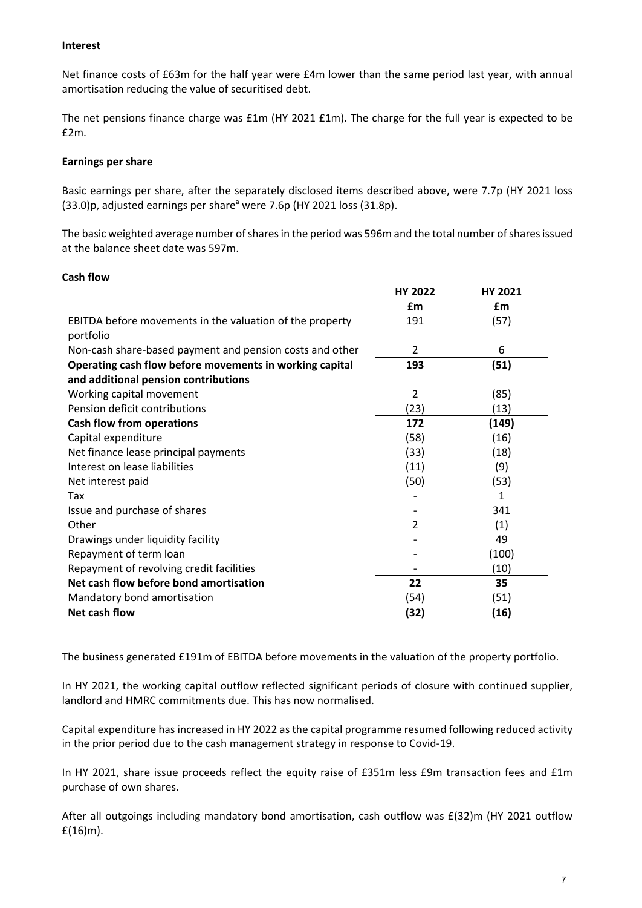**Interest**

Net finance costs of £63m for the half year were £4m lower than the same period last year, with annual amortisation reducing the value of securitised debt.

The net pensions finance charge was £1m (HY 2021 £1m). The charge for the full year is expected to be £2m.

**Earnings per share**

Basic earnings per share, after the separately disclosed items described above, were 7.7p (HY 2021 loss (33.0)p, adjusted earnings per share[a] were 7.6p (HY 2021 loss (31.8p).

The basic weighted average number of shares in the period was 596m and the total number of shares issued at the balance sheet date was 597m.

**Cash flow**

| | HY 2022 | HY 2021 |
|---|---|---|
| | £m | £m |
| EBITDA before movements in the valuation of the property portfolio | 191 | (57) |
| Non-cash share-based payment and pension costs and other | 2 | 6 |
| **Operating cash flow before movements in working capital and additional pension contributions** | **193** | **(51)** |
| Working capital movement | 2 | (85) |
| Pension deficit contributions | (23) | (13) |
| **Cash flow from operations** | **172** | **(149)** |
| Capital expenditure | (58) | (16) |
| Net finance lease principal payments | (33) | (18) |
| Interest on lease liabilities | (11) | (9) |
| Net interest paid | (50) | (53) |
| Tax | - | 1 |
| Issue and purchase of shares | - | 341 |
| Other | 2 | (1) |
| Drawings under liquidity facility | - | 49 |
| Repayment of term loan | - | (100) |
| Repayment of revolving credit facilities | - | (10) |
| **Net cash flow before bond amortisation** | **22** | **35** |
| Mandatory bond amortisation | (54) | (51) |
| **Net cash flow** | **(32)** | **(16)** |

The business generated £191m of EBITDA before movements in the valuation of the property portfolio.

In HY 2021, the working capital outflow reflected significant periods of closure with continued supplier, landlord and HMRC commitments due. This has now normalised.

Capital expenditure has increased in HY 2022 as the capital programme resumed following reduced activity in the prior period due to the cash management strategy in response to Covid-19.

In HY 2021, share issue proceeds reflect the equity raise of £351m less £9m transaction fees and £1m purchase of own shares.

After all outgoings including mandatory bond amortisation, cash outflow was £(32)m (HY 2021 outflow £(16)m).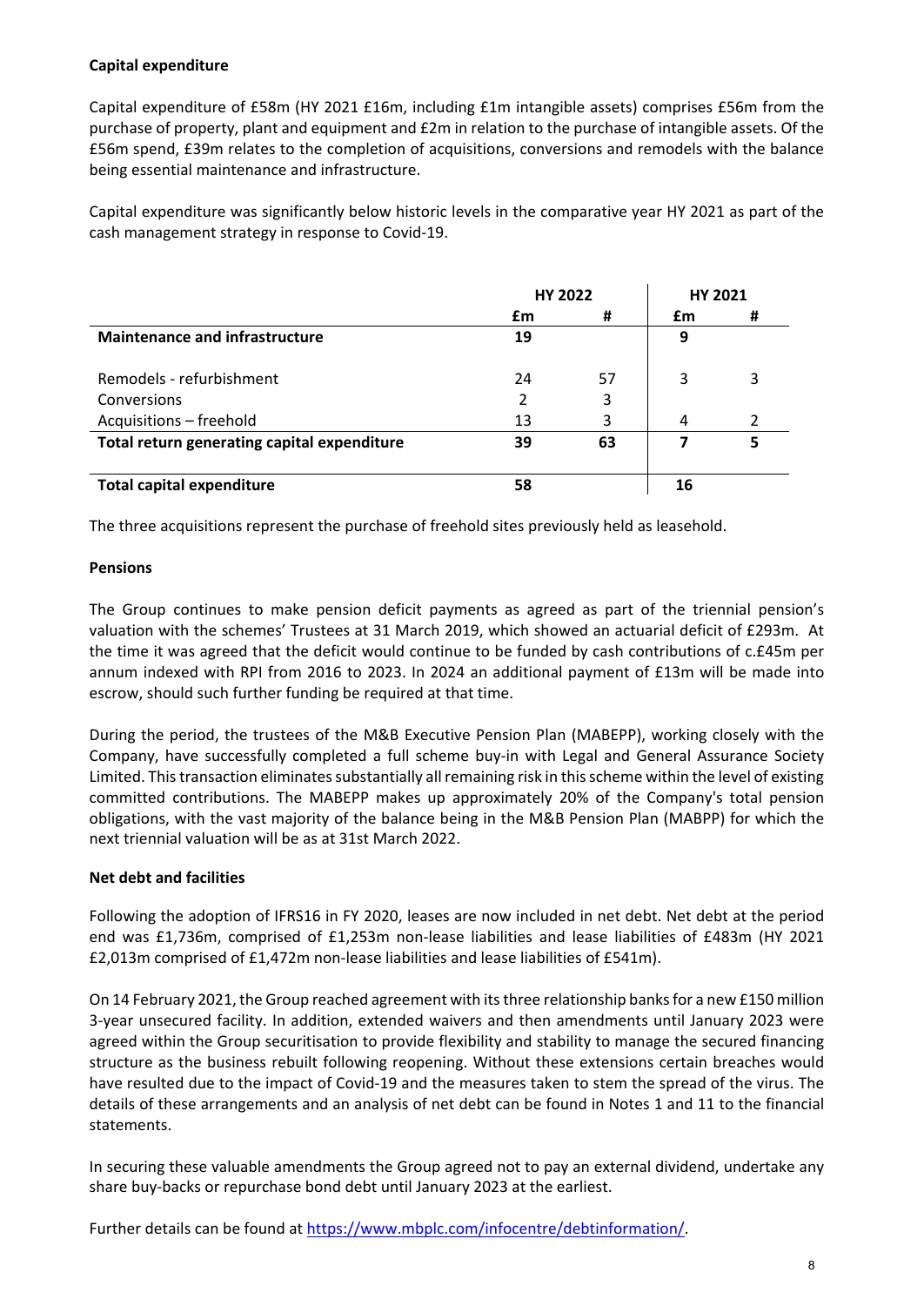**Capital expenditure**

Capital expenditure of £58m (HY 2021 £16m, including £1m intangible assets) comprises £56m from the purchase of property, plant and equipment and £2m in relation to the purchase of intangible assets. Of the £56m spend, £39m relates to the completion of acquisitions, conversions and remodels with the balance being essential maintenance and infrastructure.

Capital expenditure was significantly below historic levels in the comparative year HY 2021 as part of the cash management strategy in response to Covid-19.

| | HY 2022 | | HY 2021 | |
|---|---|---|---|---|
| | £m | # | £m | # |
| **Maintenance and infrastructure** | **19** | | **9** | |
| Remodels - refurbishment | 24 | 57 | 3 | 3 |
| Conversions | 2 | 3 | | |
| Acquisitions – freehold | 13 | 3 | 4 | 2 |
| **Total return generating capital expenditure** | **39** | **63** | **7** | **5** |
| **Total capital expenditure** | **58** | | **16** | |

The three acquisitions represent the purchase of freehold sites previously held as leasehold.

**Pensions**

The Group continues to make pension deficit payments as agreed as part of the triennial pension's valuation with the schemes' Trustees at 31 March 2019, which showed an actuarial deficit of £293m. At the time it was agreed that the deficit would continue to be funded by cash contributions of c.£45m per annum indexed with RPI from 2016 to 2023. In 2024 an additional payment of £13m will be made into escrow, should such further funding be required at that time.

During the period, the trustees of the M&B Executive Pension Plan (MABEPP), working closely with the Company, have successfully completed a full scheme buy-in with Legal and General Assurance Society Limited. This transaction eliminates substantially all remaining risk in this scheme within the level of existing committed contributions. The MABEPP makes up approximately 20% of the Company's total pension obligations, with the vast majority of the balance being in the M&B Pension Plan (MABPP) for which the next triennial valuation will be as at 31st March 2022.

**Net debt and facilities**

Following the adoption of IFRS16 in FY 2020, leases are now included in net debt. Net debt at the period end was £1,736m, comprised of £1,253m non-lease liabilities and lease liabilities of £483m (HY 2021 £2,013m comprised of £1,472m non-lease liabilities and lease liabilities of £541m).

On 14 February 2021, the Group reached agreement with its three relationship banks for a new £150 million 3-year unsecured facility. In addition, extended waivers and then amendments until January 2023 were agreed within the Group securitisation to provide flexibility and stability to manage the secured financing structure as the business rebuilt following reopening. Without these extensions certain breaches would have resulted due to the impact of Covid-19 and the measures taken to stem the spread of the virus. The details of these arrangements and an analysis of net debt can be found in Notes 1 and 11 to the financial statements.

In securing these valuable amendments the Group agreed not to pay an external dividend, undertake any share buy-backs or repurchase bond debt until January 2023 at the earliest.

Further details can be found at https://www.mbplc.com/infocentre/debtinformation/.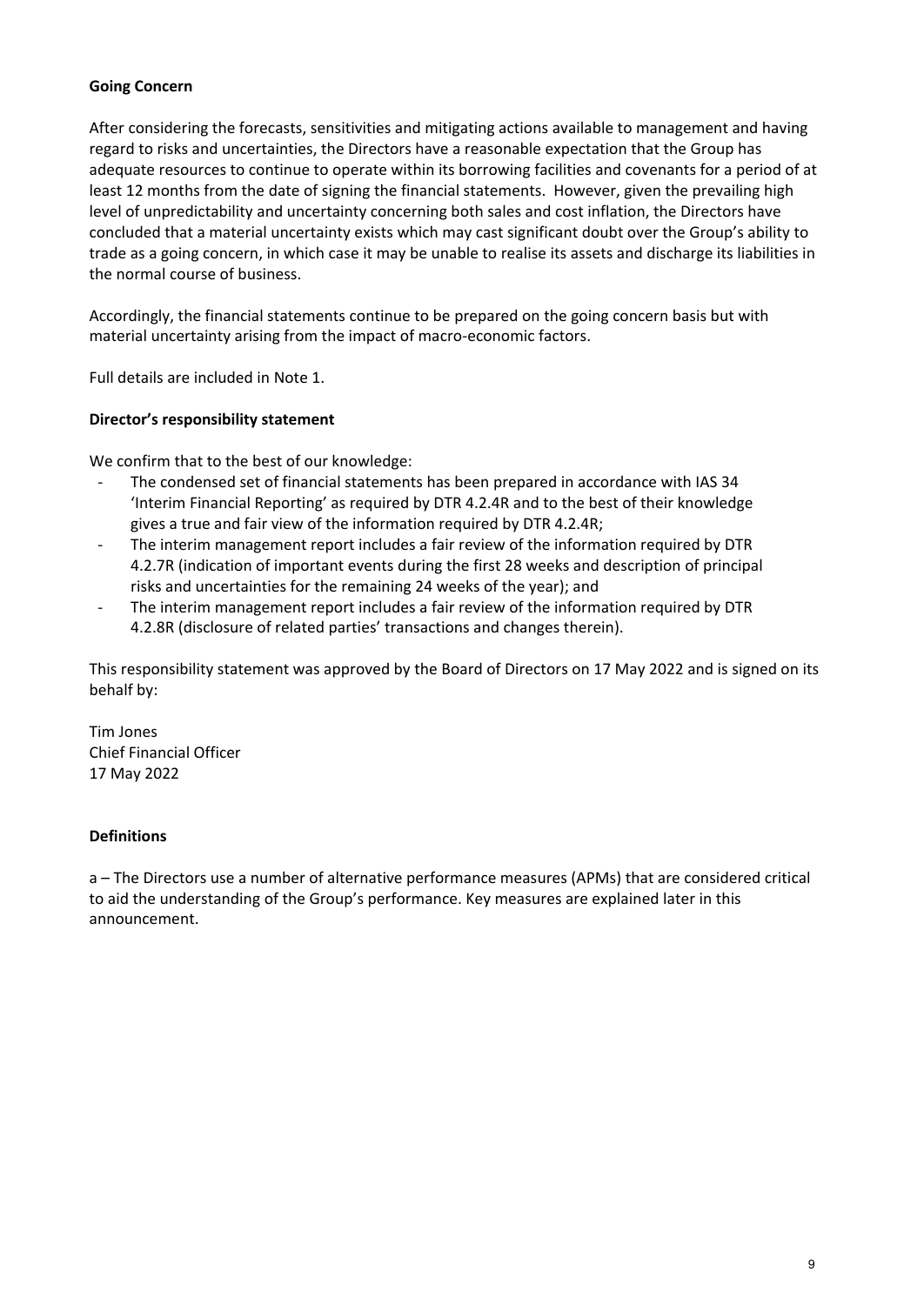**Going Concern**

After considering the forecasts, sensitivities and mitigating actions available to management and having regard to risks and uncertainties, the Directors have a reasonable expectation that the Group has adequate resources to continue to operate within its borrowing facilities and covenants for a period of at least 12 months from the date of signing the financial statements. However, given the prevailing high level of unpredictability and uncertainty concerning both sales and cost inflation, the Directors have concluded that a material uncertainty exists which may cast significant doubt over the Group's ability to trade as a going concern, in which case it may be unable to realise its assets and discharge its liabilities in the normal course of business.

Accordingly, the financial statements continue to be prepared on the going concern basis but with material uncertainty arising from the impact of macro-economic factors.

Full details are included in Note 1.

**Director's responsibility statement**

We confirm that to the best of our knowledge:

- The condensed set of financial statements has been prepared in accordance with IAS 34 'Interim Financial Reporting' as required by DTR 4.2.4R and to the best of their knowledge gives a true and fair view of the information required by DTR 4.2.4R;
- The interim management report includes a fair review of the information required by DTR 4.2.7R (indication of important events during the first 28 weeks and description of principal risks and uncertainties for the remaining 24 weeks of the year); and
- The interim management report includes a fair review of the information required by DTR 4.2.8R (disclosure of related parties' transactions and changes therein).

This responsibility statement was approved by the Board of Directors on 17 May 2022 and is signed on its behalf by:

Tim Jones
Chief Financial Officer
17 May 2022

**Definitions**

a – The Directors use a number of alternative performance measures (APMs) that are considered critical to aid the understanding of the Group's performance. Key measures are explained later in this announcement.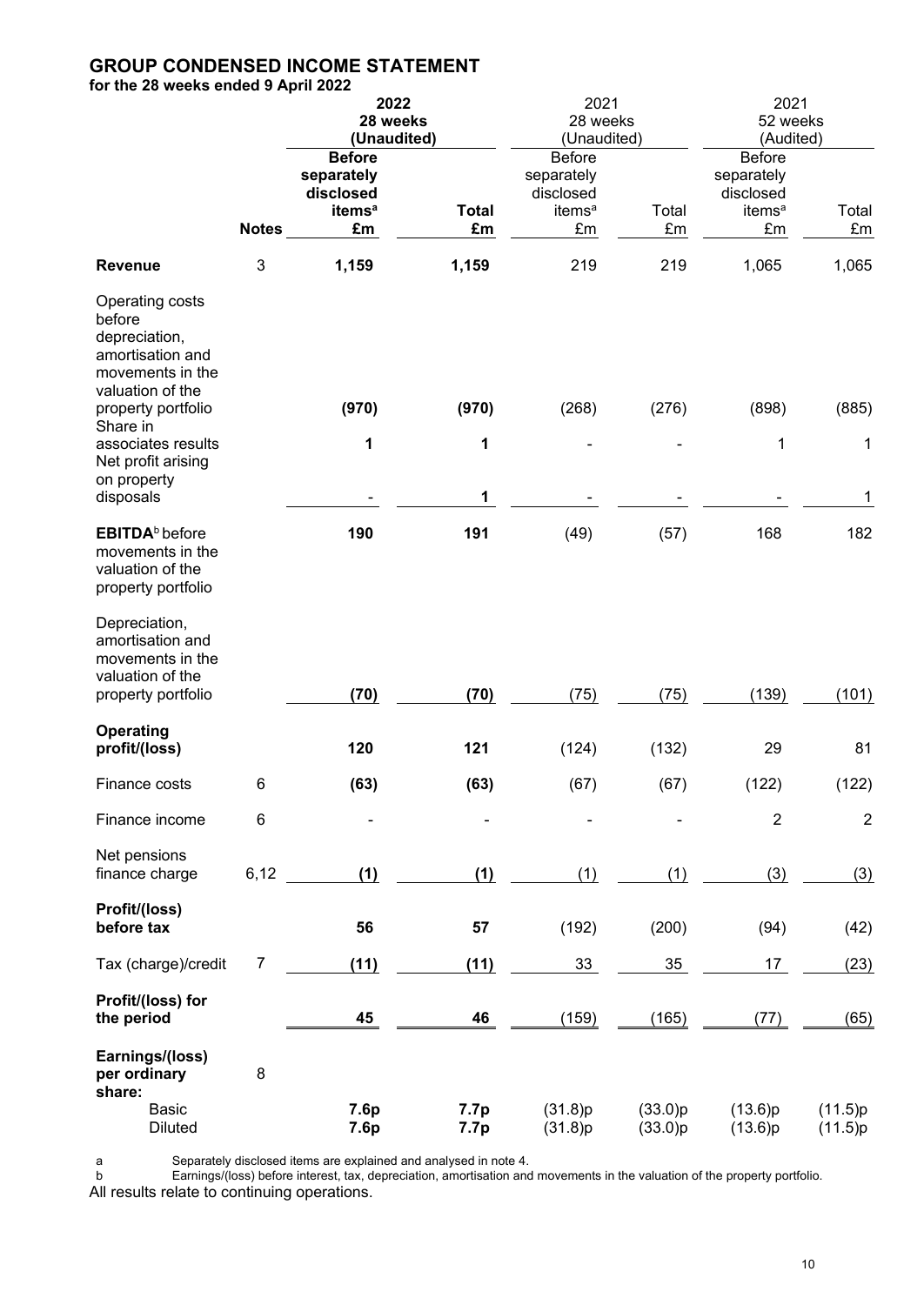# GROUP CONDENSED INCOME STATEMENT

**for the 28 weeks ended 9 April 2022**

| | | **2022 28 weeks (Unaudited)** | | 2021 28 weeks (Unaudited) | | 2021 52 weeks (Audited) | |
|---|---|---|---|---|---|---|---|
| | **Notes** | **Before separately disclosed items[a] £m** | **Total £m** | Before separately disclosed items[a] £m | Total £m | Before separately disclosed items[a] £m | Total £m |
| **Revenue** | 3 | **1,159** | **1,159** | 219 | 219 | 1,065 | 1,065 |
| Operating costs before depreciation, amortisation and movements in the valuation of the property portfolio | | **(970)** | **(970)** | (268) | (276) | (898) | (885) |
| Share in associates results | | **1** | **1** | - | - | 1 | 1 |
| Net profit arising on property disposals | | **-** | **1** | - | - | - | 1 |
| **EBITDA[b] before movements in the valuation of the property portfolio** | | **190** | **191** | (49) | (57) | 168 | 182 |
| Depreciation, amortisation and movements in the valuation of the property portfolio | | **(70)** | **(70)** | (75) | (75) | (139) | (101) |
| **Operating profit/(loss)** | | **120** | **121** | (124) | (132) | 29 | 81 |
| Finance costs | 6 | **(63)** | **(63)** | (67) | (67) | (122) | (122) |
| Finance income | 6 | **-** | **-** | - | - | 2 | 2 |
| Net pensions finance charge | 6,12 | **(1)** | **(1)** | (1) | (1) | (3) | (3) |
| **Profit/(loss) before tax** | | **56** | **57** | (192) | (200) | (94) | (42) |
| Tax (charge)/credit | 7 | **(11)** | **(11)** | 33 | 35 | 17 | (23) |
| **Profit/(loss) for the period** | | **45** | **46** | (159) | (165) | (77) | (65) |
| **Earnings/(loss) per ordinary share:** | 8 | | | | | | |
| Basic | | **7.6p** | **7.7p** | (31.8)p | (33.0)p | (13.6)p | (11.5)p |
| Diluted | | **7.6p** | **7.7p** | (31.8)p | (33.0)p | (13.6)p | (11.5)p |

a Separately disclosed items are explained and analysed in note 4.

b Earnings/(loss) before interest, tax, depreciation, amortisation and movements in the valuation of the property portfolio.

All results relate to continuing operations.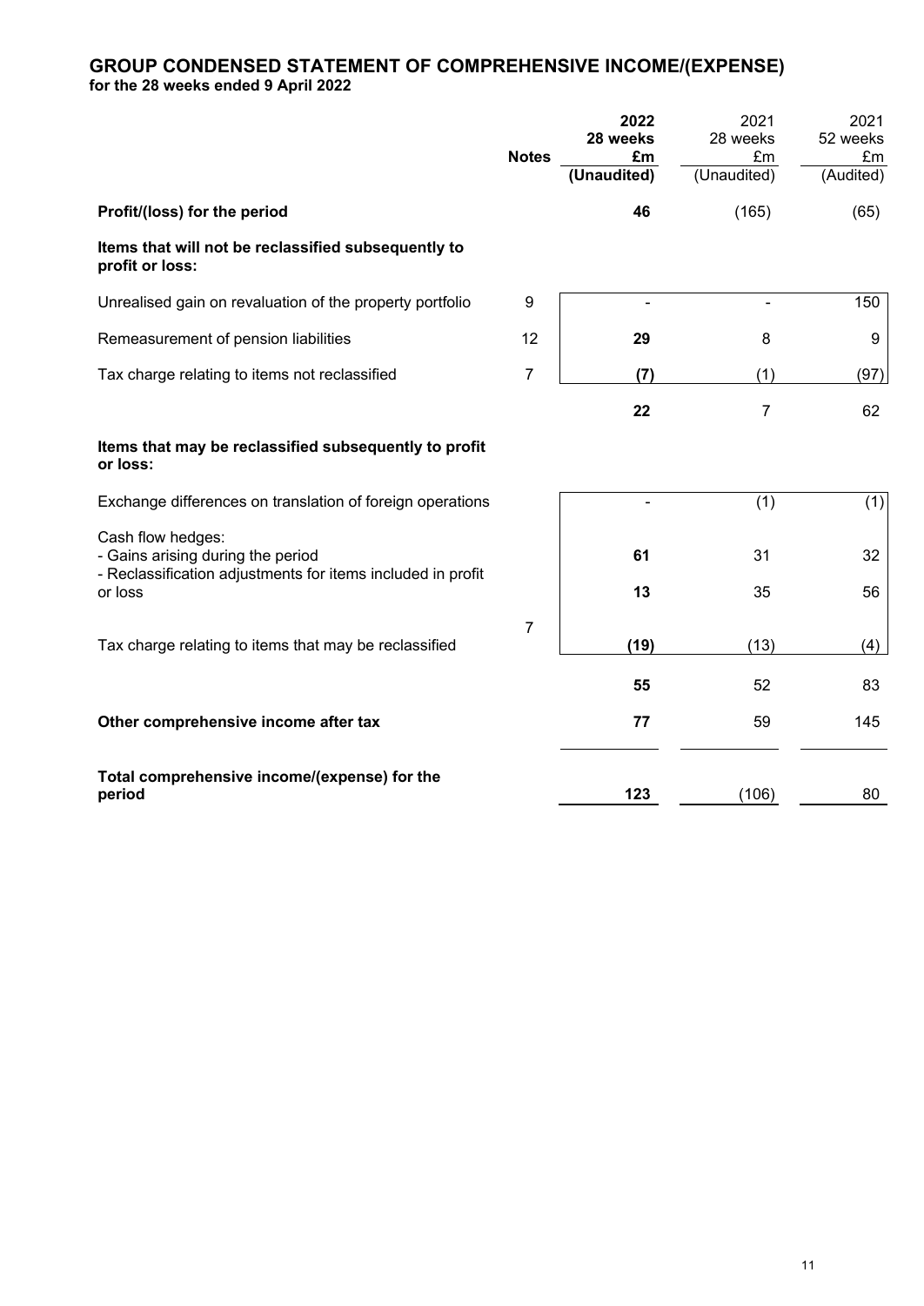# GROUP CONDENSED STATEMENT OF COMPREHENSIVE INCOME/(EXPENSE)

**for the 28 weeks ended 9 April 2022**

| | Notes | **2022 28 weeks £m (Unaudited)** | 2021 28 weeks £m (Unaudited) | 2021 52 weeks £m (Audited) |
|---|---|---|---|---|
| **Profit/(loss) for the period** | | **46** | (165) | (65) |
| **Items that will not be reclassified subsequently to profit or loss:** | | | | |
| Unrealised gain on revaluation of the property portfolio | 9 | **-** | - | 150 |
| Remeasurement of pension liabilities | 12 | **29** | 8 | 9 |
| Tax charge relating to items not reclassified | 7 | **(7)** | (1) | (97) |
| | | **22** | 7 | 62 |
| **Items that may be reclassified subsequently to profit or loss:** | | | | |
| Exchange differences on translation of foreign operations | | **-** | (1) | (1) |
| Cash flow hedges: | | | | |
| - Gains arising during the period | | **61** | 31 | 32 |
| - Reclassification adjustments for items included in profit or loss | | **13** | 35 | 56 |
| Tax charge relating to items that may be reclassified | 7 | **(19)** | (13) | (4) |
| | | **55** | 52 | 83 |
| **Other comprehensive income after tax** | | **77** | 59 | 145 |
| **Total comprehensive income/(expense) for the period** | | **123** | (106) | 80 |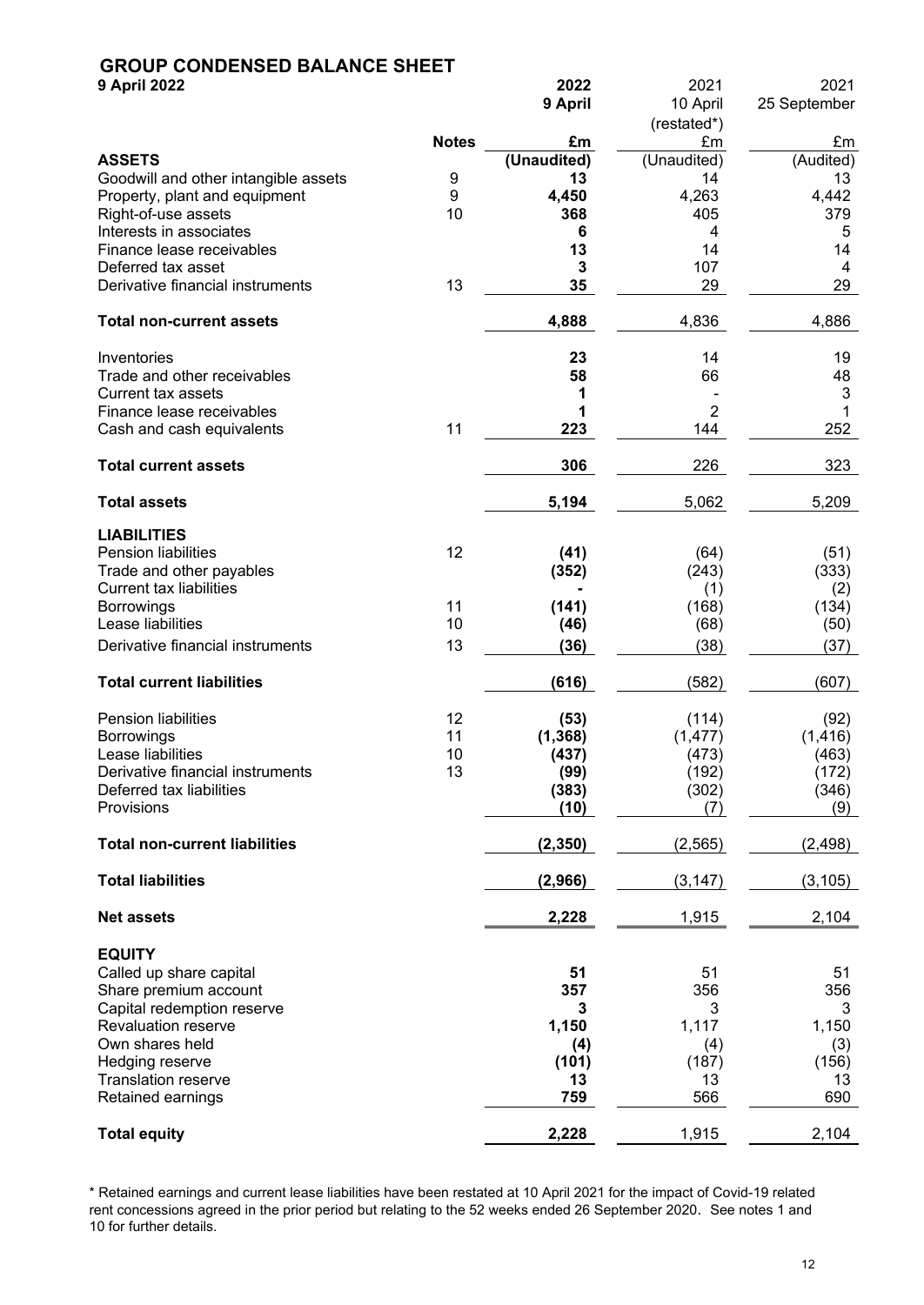## GROUP CONDENSED BALANCE SHEET

**9 April 2022**

| | Notes | **2022 9 April** | 2021 10 April (restated*) | 2021 25 September |
|---|---|---|---|---|
| | | **£m** | £m | £m |
| **ASSETS** | | **(Unaudited)** | (Unaudited) | (Audited) |
| Goodwill and other intangible assets | 9 | **13** | 14 | 13 |
| Property, plant and equipment | 9 | **4,450** | 4,263 | 4,442 |
| Right-of-use assets | 10 | **368** | 405 | 379 |
| Interests in associates | | **6** | 4 | 5 |
| Finance lease receivables | | **13** | 14 | 14 |
| Deferred tax asset | | **3** | 107 | 4 |
| Derivative financial instruments | 13 | **35** | 29 | 29 |
| **Total non-current assets** | | **4,888** | 4,836 | 4,886 |
| Inventories | | **23** | 14 | 19 |
| Trade and other receivables | | **58** | 66 | 48 |
| Current tax assets | | **1** | - | 3 |
| Finance lease receivables | | **1** | 2 | 1 |
| Cash and cash equivalents | 11 | **223** | 144 | 252 |
| **Total current assets** | | **306** | 226 | 323 |
| **Total assets** | | **5,194** | 5,062 | 5,209 |
| **LIABILITIES** | | | | |
| Pension liabilities | 12 | **(41)** | (64) | (51) |
| Trade and other payables | | **(352)** | (243) | (333) |
| Current tax liabilities | | **-** | (1) | (2) |
| Borrowings | 11 | **(141)** | (168) | (134) |
| Lease liabilities | 10 | **(46)** | (68) | (50) |
| Derivative financial instruments | 13 | **(36)** | (38) | (37) |
| **Total current liabilities** | | **(616)** | (582) | (607) |
| Pension liabilities | 12 | **(53)** | (114) | (92) |
| Borrowings | 11 | **(1,368)** | (1,477) | (1,416) |
| Lease liabilities | 10 | **(437)** | (473) | (463) |
| Derivative financial instruments | 13 | **(99)** | (192) | (172) |
| Deferred tax liabilities | | **(383)** | (302) | (346) |
| Provisions | | **(10)** | (7) | (9) |
| **Total non-current liabilities** | | **(2,350)** | (2,565) | (2,498) |
| **Total liabilities** | | **(2,966)** | (3,147) | (3,105) |
| **Net assets** | | **2,228** | 1,915 | 2,104 |
| **EQUITY** | | | | |
| Called up share capital | | **51** | 51 | 51 |
| Share premium account | | **357** | 356 | 356 |
| Capital redemption reserve | | **3** | 3 | 3 |
| Revaluation reserve | | **1,150** | 1,117 | 1,150 |
| Own shares held | | **(4)** | (4) | (3) |
| Hedging reserve | | **(101)** | (187) | (156) |
| Translation reserve | | **13** | 13 | 13 |
| Retained earnings | | **759** | 566 | 690 |
| **Total equity** | | **2,228** | 1,915 | 2,104 |

* Retained earnings and current lease liabilities have been restated at 10 April 2021 for the impact of Covid-19 related rent concessions agreed in the prior period but relating to the 52 weeks ended 26 September 2020. See notes 1 and 10 for further details.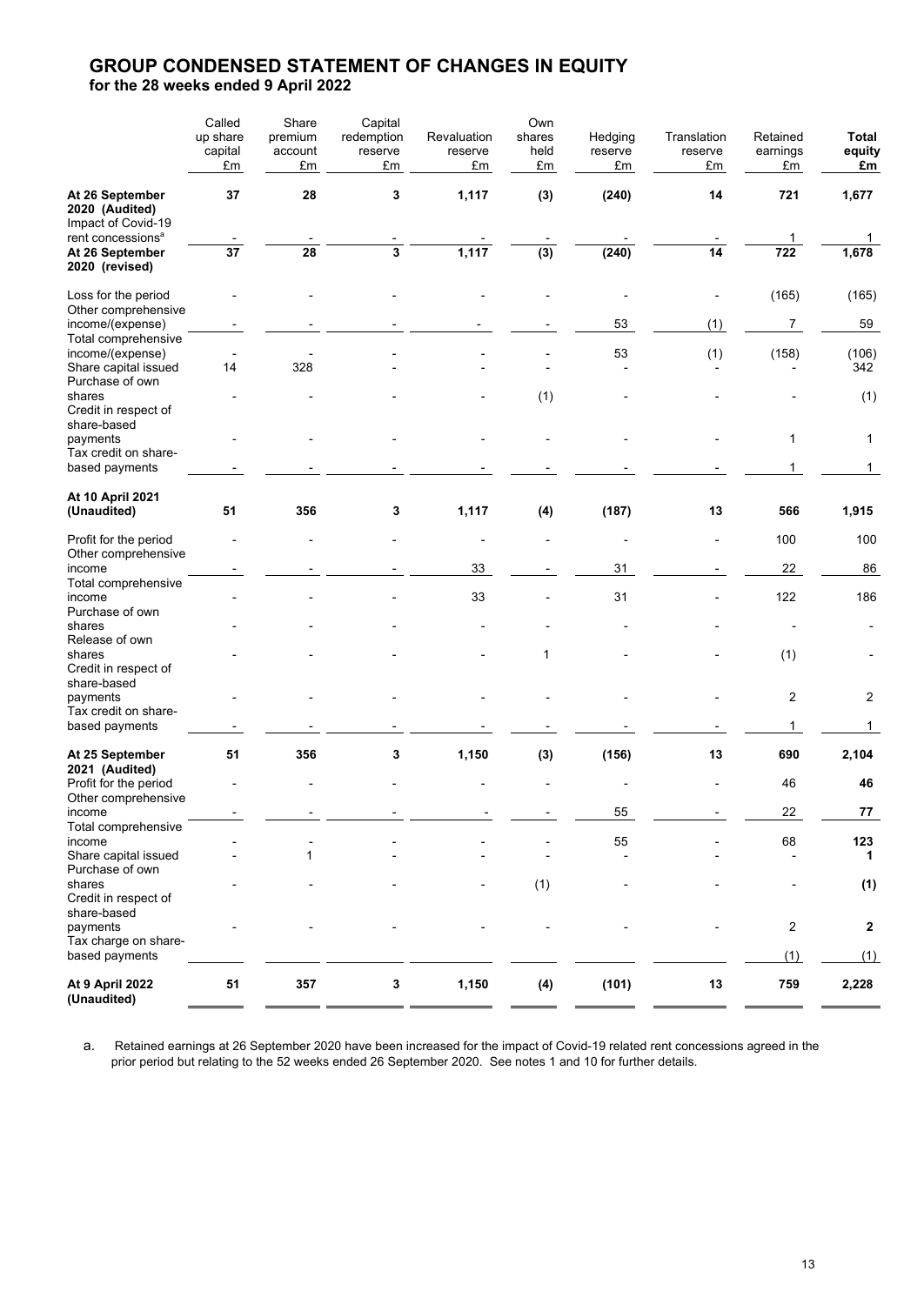# GROUP CONDENSED STATEMENT OF CHANGES IN EQUITY
**for the 28 weeks ended 9 April 2022**

| | Called up share capital £m | Share premium account £m | Capital redemption reserve £m | Revaluation reserve £m | Own shares held £m | Hedging reserve £m | Translation reserve £m | Retained earnings £m | **Total equity £m** |
|---|---|---|---|---|---|---|---|---|---|
| **At 26 September 2020 (Audited)** | **37** | **28** | **3** | **1,117** | **(3)** | **(240)** | **14** | **721** | **1,677** |
| Impact of Covid-19 rent concessions[a] | - | - | - | - | - | - | - | 1 | 1 |
| **At 26 September 2020 (revised)** | **37** | **28** | **3** | **1,117** | **(3)** | **(240)** | **14** | **722** | **1,678** |
| Loss for the period | - | - | - | - | - | - | - | (165) | (165) |
| Other comprehensive income/(expense) | - | - | - | - | - | 53 | (1) | 7 | 59 |
| Total comprehensive income/(expense) | - | - | - | - | - | 53 | (1) | (158) | (106) |
| Share capital issued | 14 | 328 | - | - | - | - | - | - | 342 |
| Purchase of own shares | - | - | - | - | (1) | - | - | - | (1) |
| Credit in respect of share-based payments | - | - | - | - | - | - | - | 1 | 1 |
| Tax credit on share-based payments | - | - | - | - | - | - | - | 1 | 1 |
| **At 10 April 2021 (Unaudited)** | **51** | **356** | **3** | **1,117** | **(4)** | **(187)** | **13** | **566** | **1,915** |
| Profit for the period | - | - | - | - | - | - | - | 100 | 100 |
| Other comprehensive income | - | - | - | 33 | - | 31 | - | 22 | 86 |
| Total comprehensive income | - | - | - | 33 | - | 31 | - | 122 | 186 |
| Purchase of own shares | - | - | - | - | - | - | - | - | - |
| Release of own shares | - | - | - | - | 1 | - | - | (1) | - |
| Credit in respect of share-based payments | - | - | - | - | - | - | - | 2 | 2 |
| Tax credit on share-based payments | - | - | - | - | - | - | - | 1 | 1 |
| **At 25 September 2021 (Audited)** | **51** | **356** | **3** | **1,150** | **(3)** | **(156)** | **13** | **690** | **2,104** |
| Profit for the period | - | - | - | - | - | - | - | 46 | **46** |
| Other comprehensive income | - | - | - | - | - | 55 | - | 22 | **77** |
| Total comprehensive income | - | - | - | - | - | 55 | - | 68 | **123** |
| Share capital issued | - | 1 | - | - | - | - | - | - | **1** |
| Purchase of own shares | - | - | - | - | (1) | - | - | - | **(1)** |
| Credit in respect of share-based payments | - | - | - | - | - | - | - | 2 | **2** |
| Tax charge on share-based payments | | | | | | | | (1) | (1) |
| **At 9 April 2022 (Unaudited)** | **51** | **357** | **3** | **1,150** | **(4)** | **(101)** | **13** | **759** | **2,228** |

a. Retained earnings at 26 September 2020 have been increased for the impact of Covid-19 related rent concessions agreed in the prior period but relating to the 52 weeks ended 26 September 2020. See notes 1 and 10 for further details.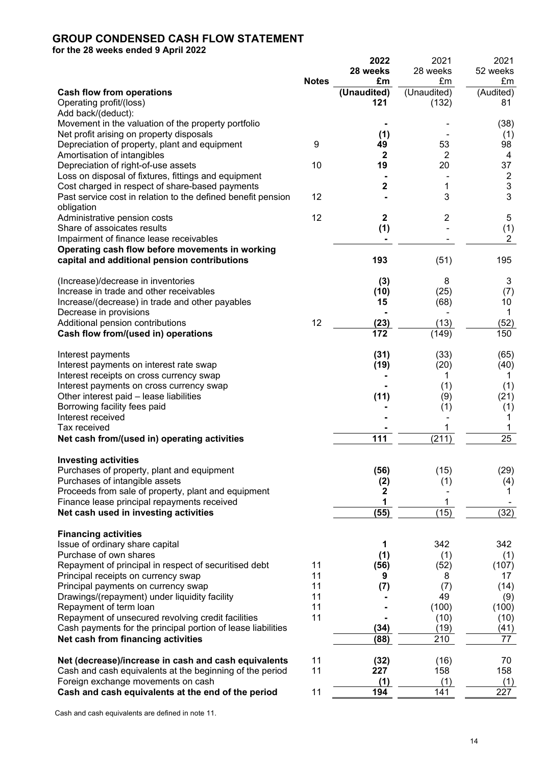# GROUP CONDENSED CASH FLOW STATEMENT

**for the 28 weeks ended 9 April 2022**

| | Notes | 2022 28 weeks £m | 2021 28 weeks £m | 2021 52 weeks £m |
|---|---|---|---|---|
| **Cash flow from operations** | | **(Unaudited)** | (Unaudited) | (Audited) |
| Operating profit/(loss) | | **121** | (132) | 81 |
| Add back/(deduct): | | | | |
| Movement in the valuation of the property portfolio | | **-** | - | (38) |
| Net profit arising on property disposals | | **(1)** | - | (1) |
| Depreciation of property, plant and equipment | 9 | **49** | 53 | 98 |
| Amortisation of intangibles | | **2** | 2 | 4 |
| Depreciation of right-of-use assets | 10 | **19** | 20 | 37 |
| Loss on disposal of fixtures, fittings and equipment | | **-** | - | 2 |
| Cost charged in respect of share-based payments | | **2** | 1 | 3 |
| Past service cost in relation to the defined benefit pension obligation | 12 | **-** | 3 | 3 |
| Administrative pension costs | 12 | **2** | 2 | 5 |
| Share of assoicates results | | **(1)** | - | (1) |
| Impairment of finance lease receivables | | **-** | - | 2 |
| **Operating cash flow before movements in working capital and additional pension contributions** | | **193** | (51) | 195 |
| (Increase)/decrease in inventories | | **(3)** | 8 | 3 |
| Increase in trade and other receivables | | **(10)** | (25) | (7) |
| Increase/(decrease) in trade and other payables | | **15** | (68) | 10 |
| Decrease in provisions | | **-** | - | 1 |
| Additional pension contributions | 12 | **(23)** | (13) | (52) |
| **Cash flow from/(used in) operations** | | **172** | (149) | 150 |
| Interest payments | | **(31)** | (33) | (65) |
| Interest payments on interest rate swap | | **(19)** | (20) | (40) |
| Interest receipts on cross currency swap | | **-** | 1 | 1 |
| Interest payments on cross currency swap | | **-** | (1) | (1) |
| Other interest paid – lease liabilities | | **(11)** | (9) | (21) |
| Borrowing facility fees paid | | **-** | (1) | (1) |
| Interest received | | **-** | - | 1 |
| Tax received | | **-** | 1 | 1 |
| **Net cash from/(used in) operating activities** | | **111** | (211) | 25 |
| **Investing activities** | | | | |
| Purchases of property, plant and equipment | | **(56)** | (15) | (29) |
| Purchases of intangible assets | | **(2)** | (1) | (4) |
| Proceeds from sale of property, plant and equipment | | **2** | - | 1 |
| Finance lease principal repayments received | | **1** | 1 | - |
| **Net cash used in investing activities** | | **(55)** | (15) | (32) |
| **Financing activities** | | | | |
| Issue of ordinary share capital | | **1** | 342 | 342 |
| Purchase of own shares | | **(1)** | (1) | (1) |
| Repayment of principal in respect of securitised debt | 11 | **(56)** | (52) | (107) |
| Principal receipts on currency swap | 11 | **9** | 8 | 17 |
| Principal payments on currency swap | 11 | **(7)** | (7) | (14) |
| Drawings/(repayment) under liquidity facility | 11 | **-** | 49 | (9) |
| Repayment of term loan | 11 | **-** | (100) | (100) |
| Repayment of unsecured revolving credit facilities | 11 | **-** | (10) | (10) |
| Cash payments for the principal portion of lease liabilities | | **(34)** | (19) | (41) |
| **Net cash from financing activities** | | **(88)** | 210 | 77 |
| **Net (decrease)/increase in cash and cash equivalents** | 11 | **(32)** | (16) | 70 |
| Cash and cash equivalents at the beginning of the period | 11 | **227** | 158 | 158 |
| Foreign exchange movements on cash | | **(1)** | (1) | (1) |
| **Cash and cash equivalents at the end of the period** | 11 | **194** | 141 | 227 |

Cash and cash equivalents are defined in note 11.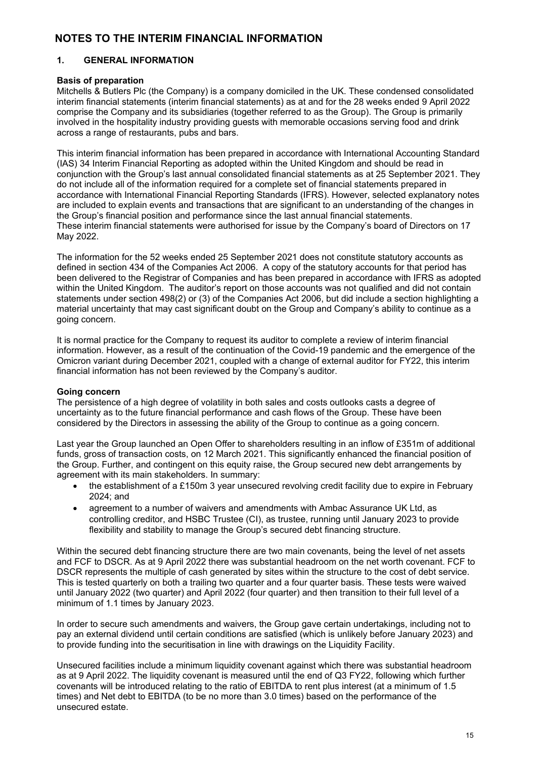# NOTES TO THE INTERIM FINANCIAL INFORMATION

## 1. GENERAL INFORMATION

### Basis of preparation

Mitchells & Butlers Plc (the Company) is a company domiciled in the UK. These condensed consolidated interim financial statements (interim financial statements) as at and for the 28 weeks ended 9 April 2022 comprise the Company and its subsidiaries (together referred to as the Group). The Group is primarily involved in the hospitality industry providing guests with memorable occasions serving food and drink across a range of restaurants, pubs and bars.

This interim financial information has been prepared in accordance with International Accounting Standard (IAS) 34 Interim Financial Reporting as adopted within the United Kingdom and should be read in conjunction with the Group's last annual consolidated financial statements as at 25 September 2021. They do not include all of the information required for a complete set of financial statements prepared in accordance with International Financial Reporting Standards (IFRS). However, selected explanatory notes are included to explain events and transactions that are significant to an understanding of the changes in the Group's financial position and performance since the last annual financial statements.
These interim financial statements were authorised for issue by the Company's board of Directors on 17 May 2022.

The information for the 52 weeks ended 25 September 2021 does not constitute statutory accounts as defined in section 434 of the Companies Act 2006. A copy of the statutory accounts for that period has been delivered to the Registrar of Companies and has been prepared in accordance with IFRS as adopted within the United Kingdom. The auditor's report on those accounts was not qualified and did not contain statements under section 498(2) or (3) of the Companies Act 2006, but did include a section highlighting a material uncertainty that may cast significant doubt on the Group and Company's ability to continue as a going concern.

It is normal practice for the Company to request its auditor to complete a review of interim financial information. However, as a result of the continuation of the Covid-19 pandemic and the emergence of the Omicron variant during December 2021, coupled with a change of external auditor for FY22, this interim financial information has not been reviewed by the Company's auditor.

### Going concern

The persistence of a high degree of volatility in both sales and costs outlooks casts a degree of uncertainty as to the future financial performance and cash flows of the Group. These have been considered by the Directors in assessing the ability of the Group to continue as a going concern.

Last year the Group launched an Open Offer to shareholders resulting in an inflow of £351m of additional funds, gross of transaction costs, on 12 March 2021. This significantly enhanced the financial position of the Group. Further, and contingent on this equity raise, the Group secured new debt arrangements by agreement with its main stakeholders. In summary:

- the establishment of a £150m 3 year unsecured revolving credit facility due to expire in February 2024; and
- agreement to a number of waivers and amendments with Ambac Assurance UK Ltd, as controlling creditor, and HSBC Trustee (CI), as trustee, running until January 2023 to provide flexibility and stability to manage the Group's secured debt financing structure.

Within the secured debt financing structure there are two main covenants, being the level of net assets and FCF to DSCR. As at 9 April 2022 there was substantial headroom on the net worth covenant. FCF to DSCR represents the multiple of cash generated by sites within the structure to the cost of debt service. This is tested quarterly on both a trailing two quarter and a four quarter basis. These tests were waived until January 2022 (two quarter) and April 2022 (four quarter) and then transition to their full level of a minimum of 1.1 times by January 2023.

In order to secure such amendments and waivers, the Group gave certain undertakings, including not to pay an external dividend until certain conditions are satisfied (which is unlikely before January 2023) and to provide funding into the securitisation in line with drawings on the Liquidity Facility.

Unsecured facilities include a minimum liquidity covenant against which there was substantial headroom as at 9 April 2022. The liquidity covenant is measured until the end of Q3 FY22, following which further covenants will be introduced relating to the ratio of EBITDA to rent plus interest (at a minimum of 1.5 times) and Net debt to EBITDA (to be no more than 3.0 times) based on the performance of the unsecured estate.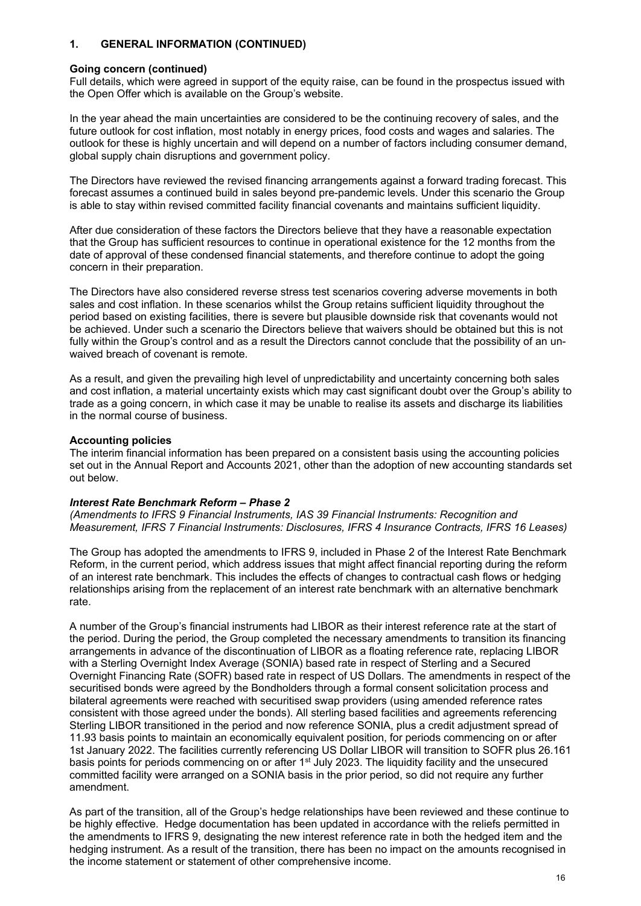## 1. GENERAL INFORMATION (CONTINUED)

**Going concern (continued)**

Full details, which were agreed in support of the equity raise, can be found in the prospectus issued with the Open Offer which is available on the Group's website.

In the year ahead the main uncertainties are considered to be the continuing recovery of sales, and the future outlook for cost inflation, most notably in energy prices, food costs and wages and salaries. The outlook for these is highly uncertain and will depend on a number of factors including consumer demand, global supply chain disruptions and government policy.

The Directors have reviewed the revised financing arrangements against a forward trading forecast. This forecast assumes a continued build in sales beyond pre-pandemic levels. Under this scenario the Group is able to stay within revised committed facility financial covenants and maintains sufficient liquidity.

After due consideration of these factors the Directors believe that they have a reasonable expectation that the Group has sufficient resources to continue in operational existence for the 12 months from the date of approval of these condensed financial statements, and therefore continue to adopt the going concern in their preparation.

The Directors have also considered reverse stress test scenarios covering adverse movements in both sales and cost inflation. In these scenarios whilst the Group retains sufficient liquidity throughout the period based on existing facilities, there is severe but plausible downside risk that covenants would not be achieved. Under such a scenario the Directors believe that waivers should be obtained but this is not fully within the Group's control and as a result the Directors cannot conclude that the possibility of an un-waived breach of covenant is remote.

As a result, and given the prevailing high level of unpredictability and uncertainty concerning both sales and cost inflation, a material uncertainty exists which may cast significant doubt over the Group's ability to trade as a going concern, in which case it may be unable to realise its assets and discharge its liabilities in the normal course of business.

**Accounting policies**

The interim financial information has been prepared on a consistent basis using the accounting policies set out in the Annual Report and Accounts 2021, other than the adoption of new accounting standards set out below.

***Interest Rate Benchmark Reform – Phase 2***

*(Amendments to IFRS 9 Financial Instruments, IAS 39 Financial Instruments: Recognition and Measurement, IFRS 7 Financial Instruments: Disclosures, IFRS 4 Insurance Contracts, IFRS 16 Leases)*

The Group has adopted the amendments to IFRS 9, included in Phase 2 of the Interest Rate Benchmark Reform, in the current period, which address issues that might affect financial reporting during the reform of an interest rate benchmark. This includes the effects of changes to contractual cash flows or hedging relationships arising from the replacement of an interest rate benchmark with an alternative benchmark rate.

A number of the Group's financial instruments had LIBOR as their interest reference rate at the start of the period. During the period, the Group completed the necessary amendments to transition its financing arrangements in advance of the discontinuation of LIBOR as a floating reference rate, replacing LIBOR with a Sterling Overnight Index Average (SONIA) based rate in respect of Sterling and a Secured Overnight Financing Rate (SOFR) based rate in respect of US Dollars. The amendments in respect of the securitised bonds were agreed by the Bondholders through a formal consent solicitation process and bilateral agreements were reached with securitised swap providers (using amended reference rates consistent with those agreed under the bonds). All sterling based facilities and agreements referencing Sterling LIBOR transitioned in the period and now reference SONIA, plus a credit adjustment spread of 11.93 basis points to maintain an economically equivalent position, for periods commencing on or after 1st January 2022. The facilities currently referencing US Dollar LIBOR will transition to SOFR plus 26.161 basis points for periods commencing on or after 1st July 2023. The liquidity facility and the unsecured committed facility were arranged on a SONIA basis in the prior period, so did not require any further amendment.

As part of the transition, all of the Group's hedge relationships have been reviewed and these continue to be highly effective. Hedge documentation has been updated in accordance with the reliefs permitted in the amendments to IFRS 9, designating the new interest reference rate in both the hedged item and the hedging instrument. As a result of the transition, there has been no impact on the amounts recognised in the income statement or statement of other comprehensive income.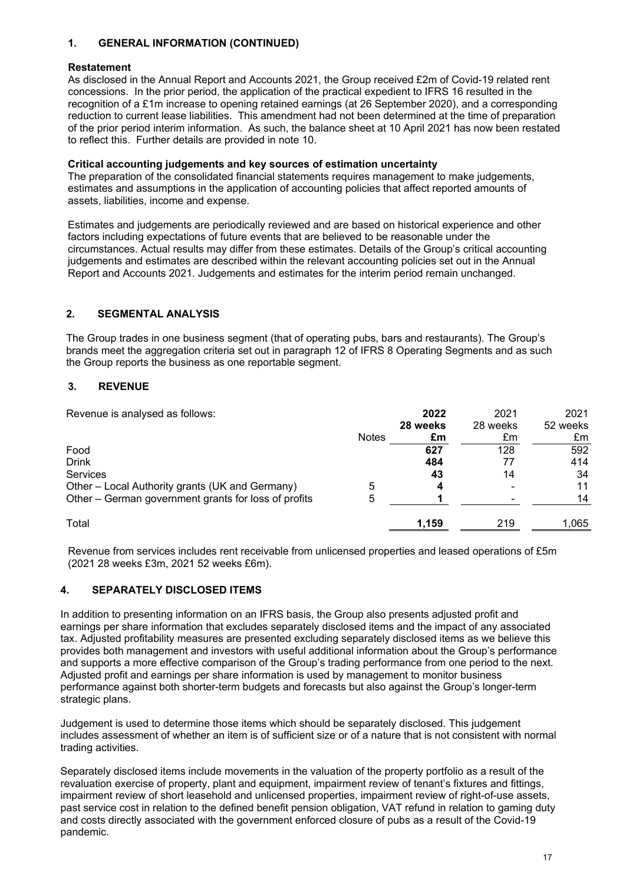## 1. GENERAL INFORMATION (CONTINUED)

### Restatement

As disclosed in the Annual Report and Accounts 2021, the Group received £2m of Covid-19 related rent concessions. In the prior period, the application of the practical expedient to IFRS 16 resulted in the recognition of a £1m increase to opening retained earnings (at 26 September 2020), and a corresponding reduction to current lease liabilities. This amendment had not been determined at the time of preparation of the prior period interim information. As such, the balance sheet at 10 April 2021 has now been restated to reflect this. Further details are provided in note 10.

### Critical accounting judgements and key sources of estimation uncertainty

The preparation of the consolidated financial statements requires management to make judgements, estimates and assumptions in the application of accounting policies that affect reported amounts of assets, liabilities, income and expense.

Estimates and judgements are periodically reviewed and are based on historical experience and other factors including expectations of future events that are believed to be reasonable under the circumstances. Actual results may differ from these estimates. Details of the Group's critical accounting judgements and estimates are described within the relevant accounting policies set out in the Annual Report and Accounts 2021. Judgements and estimates for the interim period remain unchanged.

## 2. SEGMENTAL ANALYSIS

The Group trades in one business segment (that of operating pubs, bars and restaurants). The Group's brands meet the aggregation criteria set out in paragraph 12 of IFRS 8 Operating Segments and as such the Group reports the business as one reportable segment.

## 3. REVENUE

| Revenue is analysed as follows: | Notes | **2022 28 weeks £m** | 2021 28 weeks £m | 2021 52 weeks £m |
|---|---|---|---|---|
| Food | | **627** | 128 | 592 |
| Drink | | **484** | 77 | 414 |
| Services | | **43** | 14 | 34 |
| Other – Local Authority grants (UK and Germany) | 5 | **4** | - | 11 |
| Other – German government grants for loss of profits | 5 | **1** | - | 14 |
| Total | | **1,159** | 219 | 1,065 |

Revenue from services includes rent receivable from unlicensed properties and leased operations of £5m (2021 28 weeks £3m, 2021 52 weeks £6m).

## 4. SEPARATELY DISCLOSED ITEMS

In addition to presenting information on an IFRS basis, the Group also presents adjusted profit and earnings per share information that excludes separately disclosed items and the impact of any associated tax. Adjusted profitability measures are presented excluding separately disclosed items as we believe this provides both management and investors with useful additional information about the Group's performance and supports a more effective comparison of the Group's trading performance from one period to the next. Adjusted profit and earnings per share information is used by management to monitor business performance against both shorter-term budgets and forecasts but also against the Group's longer-term strategic plans.

Judgement is used to determine those items which should be separately disclosed. This judgement includes assessment of whether an item is of sufficient size or of a nature that is not consistent with normal trading activities.

Separately disclosed items include movements in the valuation of the property portfolio as a result of the revaluation exercise of property, plant and equipment, impairment review of tenant's fixtures and fittings, impairment review of short leasehold and unlicensed properties, impairment review of right-of-use assets, past service cost in relation to the defined benefit pension obligation, VAT refund in relation to gaming duty and costs directly associated with the government enforced closure of pubs as a result of the Covid-19 pandemic.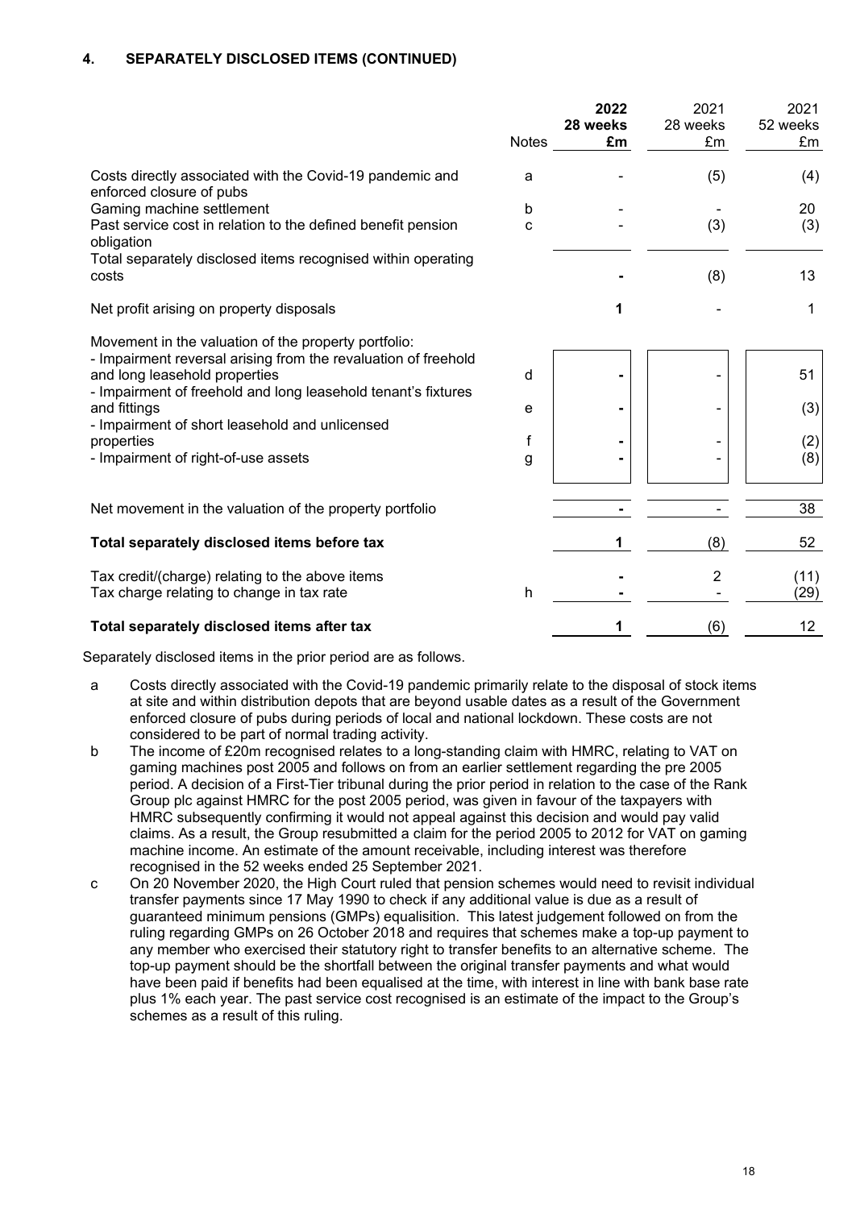#### 4. SEPARATELY DISCLOSED ITEMS (CONTINUED)

| | Notes | **2022 28 weeks £m** | 2021 28 weeks £m | 2021 52 weeks £m |
|---|---|---|---|---|
| Costs directly associated with the Covid-19 pandemic and enforced closure of pubs | a | - | (5) | (4) |
| Gaming machine settlement | b | - | - | 20 |
| Past service cost in relation to the defined benefit pension obligation | c | - | (3) | (3) |
| Total separately disclosed items recognised within operating costs | | **-** | (8) | 13 |
| Net profit arising on property disposals | | **1** | - | 1 |
| Movement in the valuation of the property portfolio: | | | | |
| - Impairment reversal arising from the revaluation of freehold and long leasehold properties | d | **-** | - | 51 |
| - Impairment of freehold and long leasehold tenant's fixtures and fittings | e | **-** | - | (3) |
| - Impairment of short leasehold and unlicensed properties | f | **-** | - | (2) |
| - Impairment of right-of-use assets | g | **-** | - | (8) |
| Net movement in the valuation of the property portfolio | | **-** | - | 38 |
| **Total separately disclosed items before tax** | | **1** | (8) | 52 |
| Tax credit/(charge) relating to the above items | | **-** | 2 | (11) |
| Tax charge relating to change in tax rate | h | **-** | - | (29) |
| **Total separately disclosed items after tax** | | **1** | (6) | 12 |

Separately disclosed items in the prior period are as follows.

a Costs directly associated with the Covid-19 pandemic primarily relate to the disposal of stock items at site and within distribution depots that are beyond usable dates as a result of the Government enforced closure of pubs during periods of local and national lockdown. These costs are not considered to be part of normal trading activity.

b The income of £20m recognised relates to a long-standing claim with HMRC, relating to VAT on gaming machines post 2005 and follows on from an earlier settlement regarding the pre 2005 period. A decision of a First-Tier tribunal during the prior period in relation to the case of the Rank Group plc against HMRC for the post 2005 period, was given in favour of the taxpayers with HMRC subsequently confirming it would not appeal against this decision and would pay valid claims. As a result, the Group resubmitted a claim for the period 2005 to 2012 for VAT on gaming machine income. An estimate of the amount receivable, including interest was therefore recognised in the 52 weeks ended 25 September 2021.

c On 20 November 2020, the High Court ruled that pension schemes would need to revisit individual transfer payments since 17 May 1990 to check if any additional value is due as a result of guaranteed minimum pensions (GMPs) equalisition. This latest judgement followed on from the ruling regarding GMPs on 26 October 2018 and requires that schemes make a top-up payment to any member who exercised their statutory right to transfer benefits to an alternative scheme. The top-up payment should be the shortfall between the original transfer payments and what would have been paid if benefits had been equalised at the time, with interest in line with bank base rate plus 1% each year. The past service cost recognised is an estimate of the impact to the Group's schemes as a result of this ruling.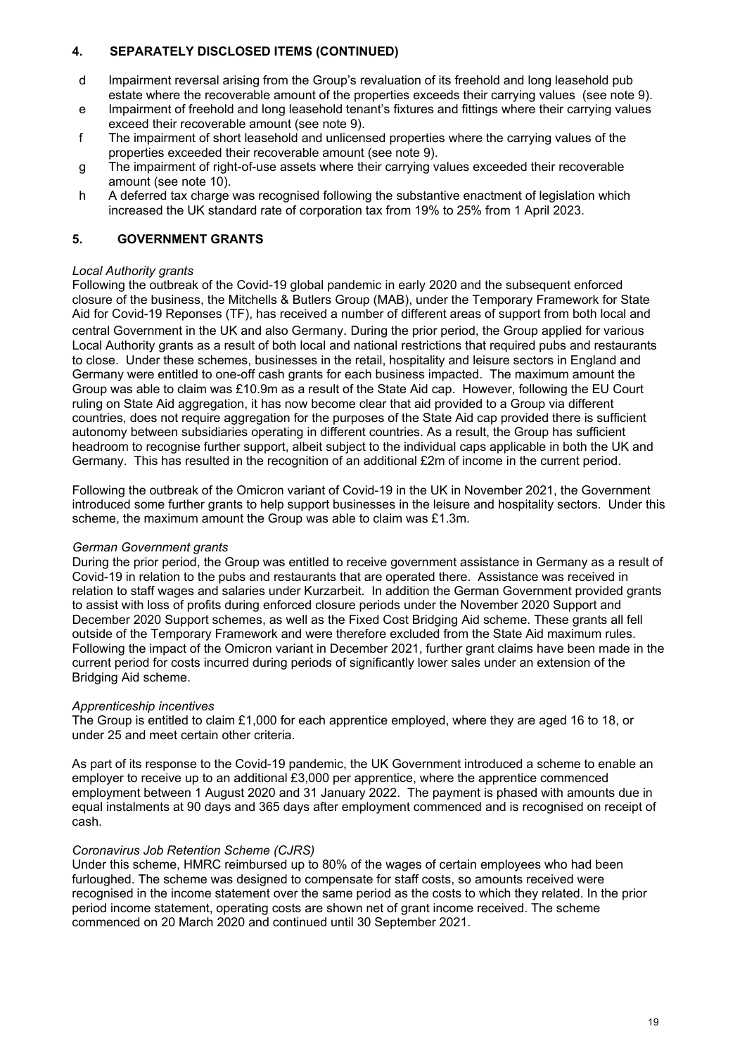## 4. SEPARATELY DISCLOSED ITEMS (CONTINUED)

- d Impairment reversal arising from the Group's revaluation of its freehold and long leasehold pub estate where the recoverable amount of the properties exceeds their carrying values (see note 9).
- e Impairment of freehold and long leasehold tenant's fixtures and fittings where their carrying values exceed their recoverable amount (see note 9).
- f The impairment of short leasehold and unlicensed properties where the carrying values of the properties exceeded their recoverable amount (see note 9).
- g The impairment of right-of-use assets where their carrying values exceeded their recoverable amount (see note 10).
- h A deferred tax charge was recognised following the substantive enactment of legislation which increased the UK standard rate of corporation tax from 19% to 25% from 1 April 2023.

## 5. GOVERNMENT GRANTS

*Local Authority grants*

Following the outbreak of the Covid-19 global pandemic in early 2020 and the subsequent enforced closure of the business, the Mitchells & Butlers Group (MAB), under the Temporary Framework for State Aid for Covid-19 Reponses (TF), has received a number of different areas of support from both local and central Government in the UK and also Germany. During the prior period, the Group applied for various Local Authority grants as a result of both local and national restrictions that required pubs and restaurants to close. Under these schemes, businesses in the retail, hospitality and leisure sectors in England and Germany were entitled to one-off cash grants for each business impacted. The maximum amount the Group was able to claim was £10.9m as a result of the State Aid cap. However, following the EU Court ruling on State Aid aggregation, it has now become clear that aid provided to a Group via different countries, does not require aggregation for the purposes of the State Aid cap provided there is sufficient autonomy between subsidiaries operating in different countries. As a result, the Group has sufficient headroom to recognise further support, albeit subject to the individual caps applicable in both the UK and Germany. This has resulted in the recognition of an additional £2m of income in the current period.

Following the outbreak of the Omicron variant of Covid-19 in the UK in November 2021, the Government introduced some further grants to help support businesses in the leisure and hospitality sectors. Under this scheme, the maximum amount the Group was able to claim was £1.3m.

*German Government grants*

During the prior period, the Group was entitled to receive government assistance in Germany as a result of Covid-19 in relation to the pubs and restaurants that are operated there. Assistance was received in relation to staff wages and salaries under Kurzarbeit. In addition the German Government provided grants to assist with loss of profits during enforced closure periods under the November 2020 Support and December 2020 Support schemes, as well as the Fixed Cost Bridging Aid scheme. These grants all fell outside of the Temporary Framework and were therefore excluded from the State Aid maximum rules. Following the impact of the Omicron variant in December 2021, further grant claims have been made in the current period for costs incurred during periods of significantly lower sales under an extension of the Bridging Aid scheme.

*Apprenticeship incentives*

The Group is entitled to claim £1,000 for each apprentice employed, where they are aged 16 to 18, or under 25 and meet certain other criteria.

As part of its response to the Covid-19 pandemic, the UK Government introduced a scheme to enable an employer to receive up to an additional £3,000 per apprentice, where the apprentice commenced employment between 1 August 2020 and 31 January 2022. The payment is phased with amounts due in equal instalments at 90 days and 365 days after employment commenced and is recognised on receipt of cash.

*Coronavirus Job Retention Scheme (CJRS)*

Under this scheme, HMRC reimbursed up to 80% of the wages of certain employees who had been furloughed. The scheme was designed to compensate for staff costs, so amounts received were recognised in the income statement over the same period as the costs to which they related. In the prior period income statement, operating costs are shown net of grant income received. The scheme commenced on 20 March 2020 and continued until 30 September 2021.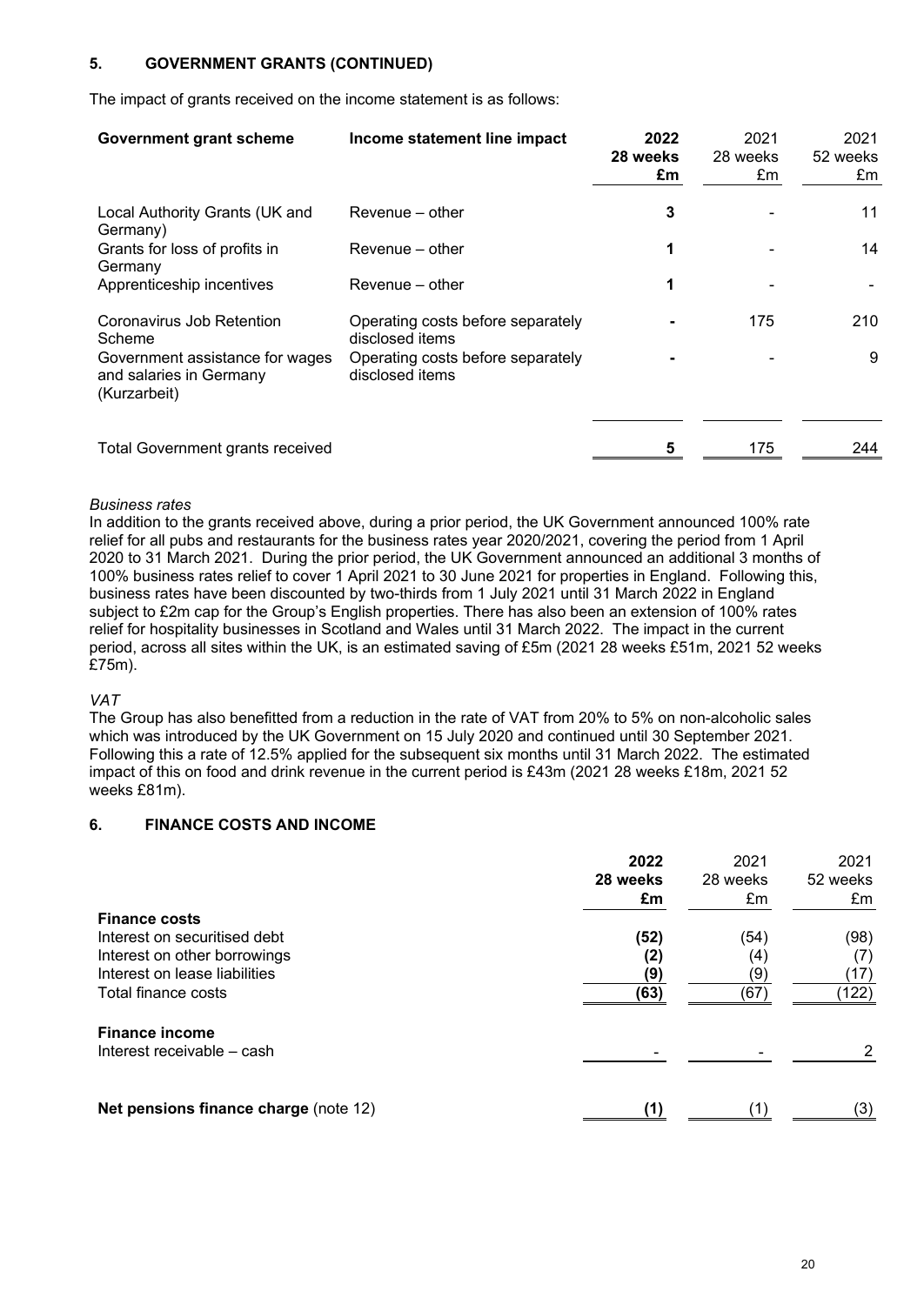## 5. GOVERNMENT GRANTS (CONTINUED)

The impact of grants received on the income statement is as follows:

| Government grant scheme | Income statement line impact | 2022 28 weeks £m | 2021 28 weeks £m | 2021 52 weeks £m |
|---|---|---|---|---|
| Local Authority Grants (UK and Germany) | Revenue – other | **3** | - | 11 |
| Grants for loss of profits in Germany | Revenue – other | **1** | - | 14 |
| Apprenticeship incentives | Revenue – other | **1** | - | - |
| Coronavirus Job Retention Scheme | Operating costs before separately disclosed items | **-** | 175 | 210 |
| Government assistance for wages and salaries in Germany (Kurzarbeit) | Operating costs before separately disclosed items | **-** | - | 9 |
| Total Government grants received | | **5** | 175 | 244 |

*Business rates*

In addition to the grants received above, during a prior period, the UK Government announced 100% rate relief for all pubs and restaurants for the business rates year 2020/2021, covering the period from 1 April 2020 to 31 March 2021. During the prior period, the UK Government announced an additional 3 months of 100% business rates relief to cover 1 April 2021 to 30 June 2021 for properties in England. Following this, business rates have been discounted by two-thirds from 1 July 2021 until 31 March 2022 in England subject to £2m cap for the Group's English properties. There has also been an extension of 100% rates relief for hospitality businesses in Scotland and Wales until 31 March 2022. The impact in the current period, across all sites within the UK, is an estimated saving of £5m (2021 28 weeks £51m, 2021 52 weeks £75m).

*VAT*

The Group has also benefitted from a reduction in the rate of VAT from 20% to 5% on non-alcoholic sales which was introduced by the UK Government on 15 July 2020 and continued until 30 September 2021. Following this a rate of 12.5% applied for the subsequent six months until 31 March 2022. The estimated impact of this on food and drink revenue in the current period is £43m (2021 28 weeks £18m, 2021 52 weeks £81m).

## 6. FINANCE COSTS AND INCOME

| | 2022 28 weeks £m | 2021 28 weeks £m | 2021 52 weeks £m |
|---|---|---|---|
| **Finance costs** | | | |
| Interest on securitised debt | **(52)** | (54) | (98) |
| Interest on other borrowings | **(2)** | (4) | (7) |
| Interest on lease liabilities | **(9)** | (9) | (17) |
| Total finance costs | **(63)** | (67) | (122) |
| **Finance income** | | | |
| Interest receivable – cash | **-** | - | 2 |
| **Net pensions finance charge** (note 12) | **(1)** | (1) | (3) |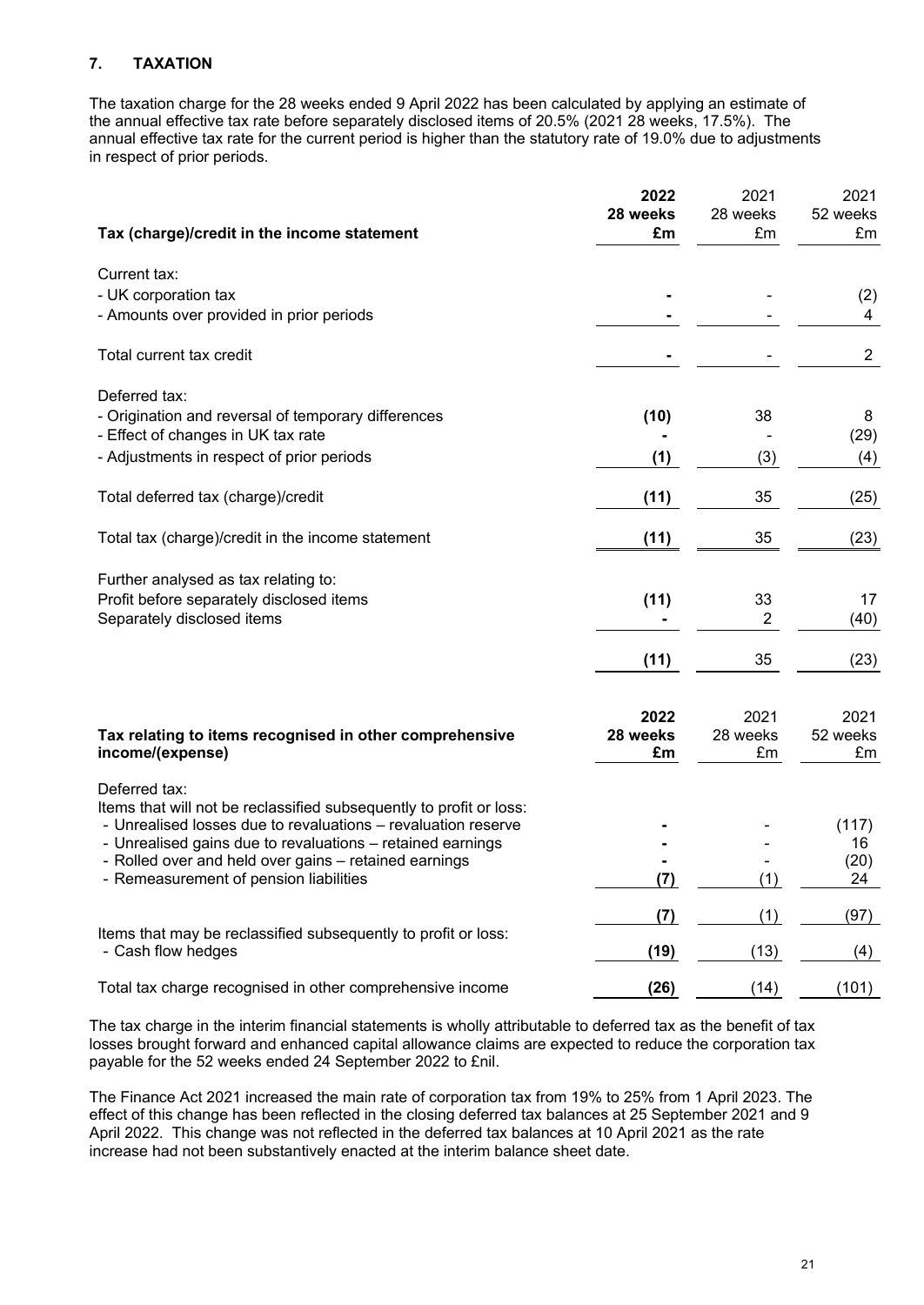## 7. TAXATION

The taxation charge for the 28 weeks ended 9 April 2022 has been calculated by applying an estimate of the annual effective tax rate before separately disclosed items of 20.5% (2021 28 weeks, 17.5%). The annual effective tax rate for the current period is higher than the statutory rate of 19.0% due to adjustments in respect of prior periods.

| Tax (charge)/credit in the income statement | **2022 28 weeks £m** | 2021 28 weeks £m | 2021 52 weeks £m |
|---|---|---|---|
| Current tax: | | | |
| - UK corporation tax | **-** | - | (2) |
| - Amounts over provided in prior periods | **-** | - | 4 |
| Total current tax credit | **-** | - | 2 |
| Deferred tax: | | | |
| - Origination and reversal of temporary differences | **(10)** | 38 | 8 |
| - Effect of changes in UK tax rate | **-** | - | (29) |
| - Adjustments in respect of prior periods | **(1)** | (3) | (4) |
| Total deferred tax (charge)/credit | **(11)** | 35 | (25) |
| Total tax (charge)/credit in the income statement | **(11)** | 35 | (23) |
| Further analysed as tax relating to: | | | |
| Profit before separately disclosed items | **(11)** | 33 | 17 |
| Separately disclosed items | **-** | 2 | (40) |
| | **(11)** | 35 | (23) |

| Tax relating to items recognised in other comprehensive income/(expense) | **2022 28 weeks £m** | 2021 28 weeks £m | 2021 52 weeks £m |
|---|---|---|---|
| Deferred tax: | | | |
| Items that will not be reclassified subsequently to profit or loss: | | | |
| - Unrealised losses due to revaluations – revaluation reserve | **-** | - | (117) |
| - Unrealised gains due to revaluations – retained earnings | **-** | - | 16 |
| - Rolled over and held over gains – retained earnings | **-** | - | (20) |
| - Remeasurement of pension liabilities | **(7)** | (1) | 24 |
| | **(7)** | (1) | (97) |
| Items that may be reclassified subsequently to profit or loss: | | | |
| - Cash flow hedges | **(19)** | (13) | (4) |
| Total tax charge recognised in other comprehensive income | **(26)** | (14) | (101) |

The tax charge in the interim financial statements is wholly attributable to deferred tax as the benefit of tax losses brought forward and enhanced capital allowance claims are expected to reduce the corporation tax payable for the 52 weeks ended 24 September 2022 to £nil.

The Finance Act 2021 increased the main rate of corporation tax from 19% to 25% from 1 April 2023. The effect of this change has been reflected in the closing deferred tax balances at 25 September 2021 and 9 April 2022. This change was not reflected in the deferred tax balances at 10 April 2021 as the rate increase had not been substantively enacted at the interim balance sheet date.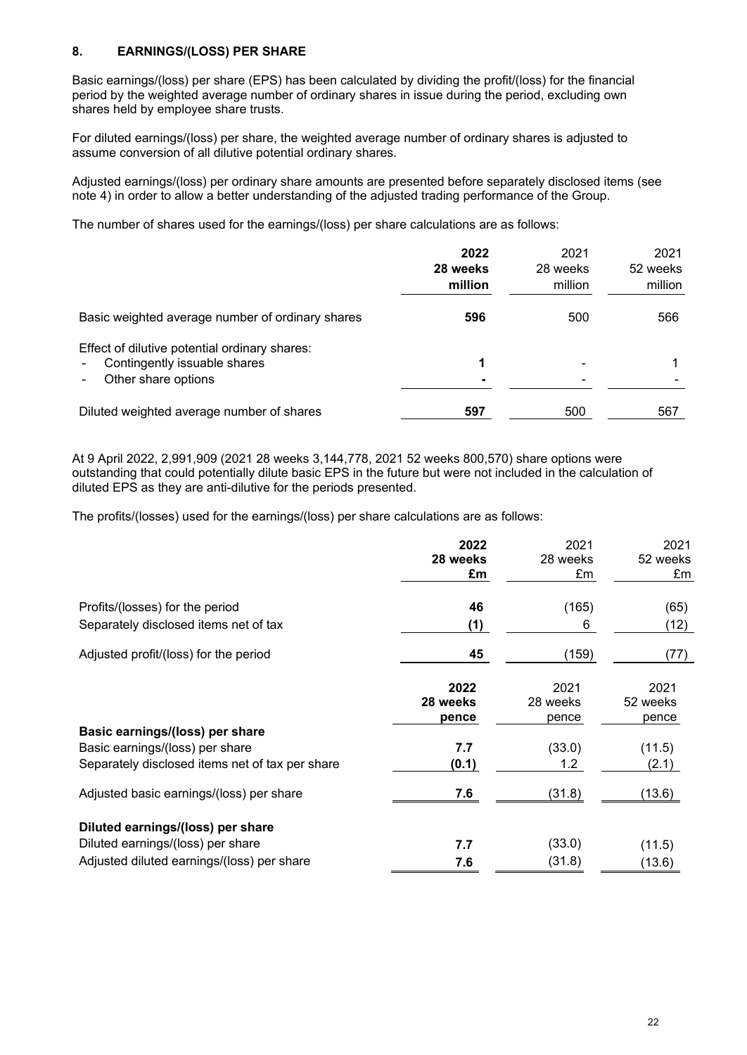## 8. EARNINGS/(LOSS) PER SHARE

Basic earnings/(loss) per share (EPS) has been calculated by dividing the profit/(loss) for the financial period by the weighted average number of ordinary shares in issue during the period, excluding own shares held by employee share trusts.

For diluted earnings/(loss) per share, the weighted average number of ordinary shares is adjusted to assume conversion of all dilutive potential ordinary shares.

Adjusted earnings/(loss) per ordinary share amounts are presented before separately disclosed items (see note 4) in order to allow a better understanding of the adjusted trading performance of the Group.

The number of shares used for the earnings/(loss) per share calculations are as follows:

| | **2022 28 weeks million** | 2021 28 weeks million | 2021 52 weeks million |
|---|---|---|---|
| Basic weighted average number of ordinary shares | **596** | 500 | 566 |
| Effect of dilutive potential ordinary shares: | | | |
| - Contingently issuable shares | **1** | - | 1 |
| - Other share options | **-** | - | - |
| Diluted weighted average number of shares | **597** | 500 | 567 |

At 9 April 2022, 2,991,909 (2021 28 weeks 3,144,778, 2021 52 weeks 800,570) share options were outstanding that could potentially dilute basic EPS in the future but were not included in the calculation of diluted EPS as they are anti-dilutive for the periods presented.

The profits/(losses) used for the earnings/(loss) per share calculations are as follows:

| | **2022 28 weeks £m** | 2021 28 weeks £m | 2021 52 weeks £m |
|---|---|---|---|
| Profits/(losses) for the period | **46** | (165) | (65) |
| Separately disclosed items net of tax | **(1)** | 6 | (12) |
| Adjusted profit/(loss) for the period | **45** | (159) | (77) |

| | **2022 28 weeks pence** | 2021 28 weeks pence | 2021 52 weeks pence |
|---|---|---|---|
| **Basic earnings/(loss) per share** | | | |
| Basic earnings/(loss) per share | **7.7** | (33.0) | (11.5) |
| Separately disclosed items net of tax per share | **(0.1)** | 1.2 | (2.1) |
| Adjusted basic earnings/(loss) per share | **7.6** | (31.8) | (13.6) |
| **Diluted earnings/(loss) per share** | | | |
| Diluted earnings/(loss) per share | **7.7** | (33.0) | (11.5) |
| Adjusted diluted earnings/(loss) per share | **7.6** | (31.8) | (13.6) |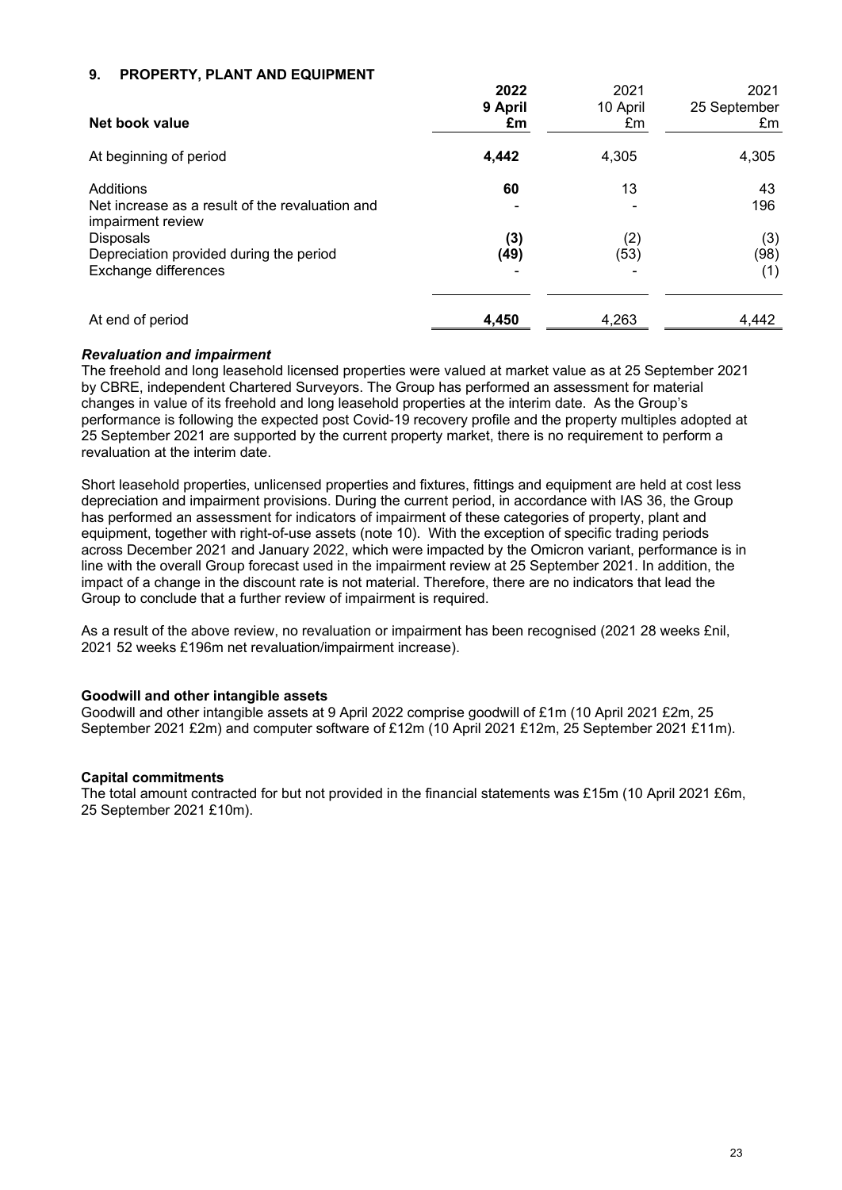## 9. PROPERTY, PLANT AND EQUIPMENT

| Net book value | **2022 9 April £m** | 2021 10 April £m | 2021 25 September £m |
|---|---|---|---|
| At beginning of period | **4,442** | 4,305 | 4,305 |
| Additions | **60** | 13 | 43 |
| Net increase as a result of the revaluation and impairment review | **-** | - | 196 |
| Disposals | **(3)** | (2) | (3) |
| Depreciation provided during the period | **(49)** | (53) | (98) |
| Exchange differences | **-** | - | (1) |
| At end of period | **4,450** | 4,263 | 4,442 |

***Revaluation and impairment***

The freehold and long leasehold licensed properties were valued at market value as at 25 September 2021 by CBRE, independent Chartered Surveyors. The Group has performed an assessment for material changes in value of its freehold and long leasehold properties at the interim date. As the Group's performance is following the expected post Covid-19 recovery profile and the property multiples adopted at 25 September 2021 are supported by the current property market, there is no requirement to perform a revaluation at the interim date.

Short leasehold properties, unlicensed properties and fixtures, fittings and equipment are held at cost less depreciation and impairment provisions. During the current period, in accordance with IAS 36, the Group has performed an assessment for indicators of impairment of these categories of property, plant and equipment, together with right-of-use assets (note 10). With the exception of specific trading periods across December 2021 and January 2022, which were impacted by the Omicron variant, performance is in line with the overall Group forecast used in the impairment review at 25 September 2021. In addition, the impact of a change in the discount rate is not material. Therefore, there are no indicators that lead the Group to conclude that a further review of impairment is required.

As a result of the above review, no revaluation or impairment has been recognised (2021 28 weeks £nil, 2021 52 weeks £196m net revaluation/impairment increase).

**Goodwill and other intangible assets**

Goodwill and other intangible assets at 9 April 2022 comprise goodwill of £1m (10 April 2021 £2m, 25 September 2021 £2m) and computer software of £12m (10 April 2021 £12m, 25 September 2021 £11m).

**Capital commitments**

The total amount contracted for but not provided in the financial statements was £15m (10 April 2021 £6m, 25 September 2021 £10m).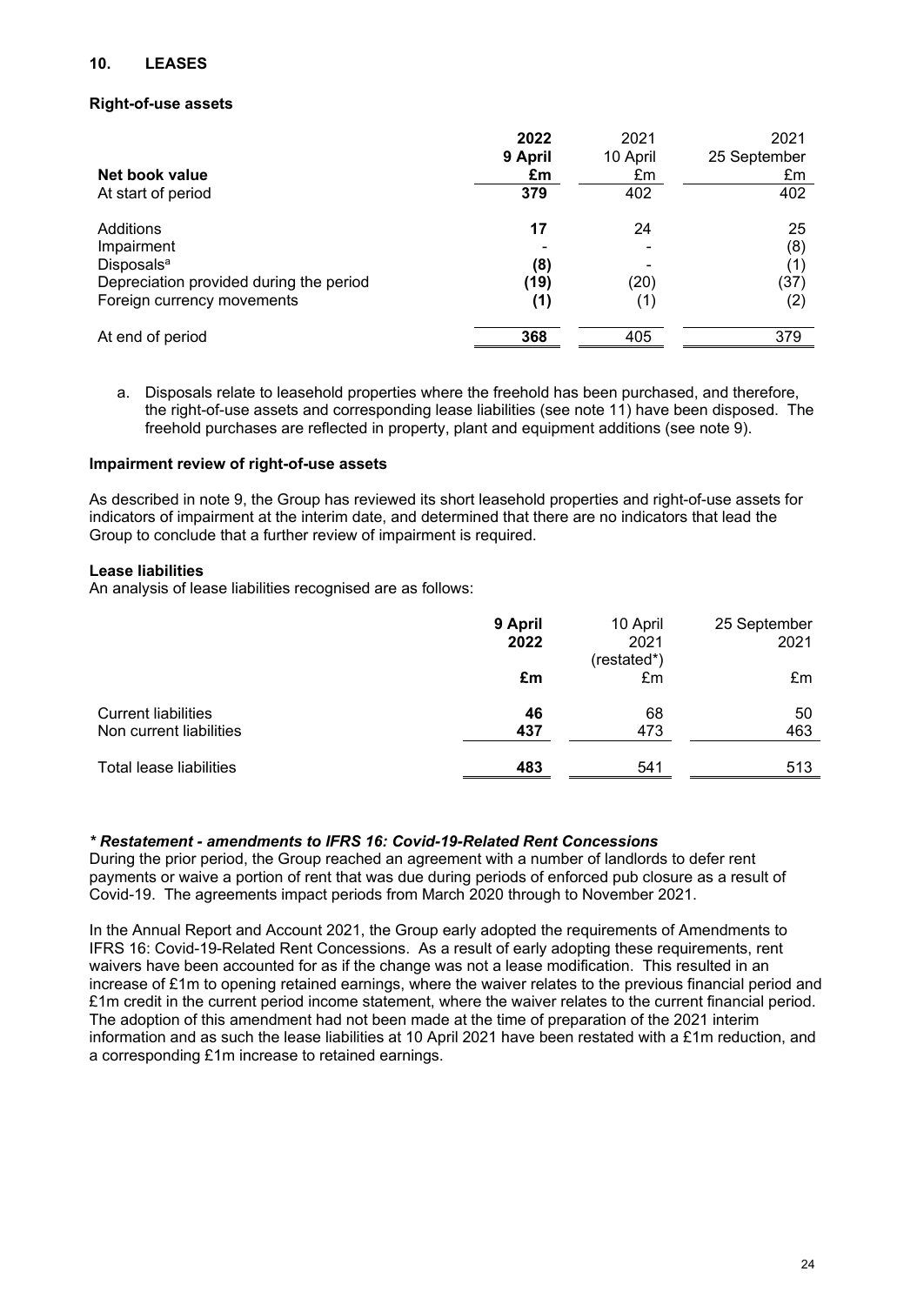## 10. LEASES

### Right-of-use assets

| Net book value | 2022<br>9 April<br>£m | 2021<br>10 April<br>£m | 2021<br>25 September<br>£m |
|---|---|---|---|
| At start of period | **379** | 402 | 402 |
| Additions | **17** | 24 | 25 |
| Impairment | **-** | - | (8) |
| Disposals[a] | **(8)** | - | (1) |
| Depreciation provided during the period | **(19)** | (20) | (37) |
| Foreign currency movements | **(1)** | (1) | (2) |
| At end of period | **368** | 405 | 379 |

a. Disposals relate to leasehold properties where the freehold has been purchased, and therefore, the right-of-use assets and corresponding lease liabilities (see note 11) have been disposed. The freehold purchases are reflected in property, plant and equipment additions (see note 9).

### Impairment review of right-of-use assets

As described in note 9, the Group has reviewed its short leasehold properties and right-of-use assets for indicators of impairment at the interim date, and determined that there are no indicators that lead the Group to conclude that a further review of impairment is required.

### Lease liabilities

An analysis of lease liabilities recognised are as follows:

| | 9 April<br>2022<br>£m | 10 April<br>2021<br>(restated*)<br>£m | 25 September<br>2021<br>£m |
|---|---|---|---|
| Current liabilities | **46** | 68 | 50 |
| Non current liabilities | **437** | 473 | 463 |
| Total lease liabilities | **483** | 541 | 513 |

***\* Restatement - amendments to IFRS 16: Covid-19-Related Rent Concessions***

During the prior period, the Group reached an agreement with a number of landlords to defer rent payments or waive a portion of rent that was due during periods of enforced pub closure as a result of Covid-19. The agreements impact periods from March 2020 through to November 2021.

In the Annual Report and Account 2021, the Group early adopted the requirements of Amendments to IFRS 16: Covid-19-Related Rent Concessions. As a result of early adopting these requirements, rent waivers have been accounted for as if the change was not a lease modification. This resulted in an increase of £1m to opening retained earnings, where the waiver relates to the previous financial period and £1m credit in the current period income statement, where the waiver relates to the current financial period. The adoption of this amendment had not been made at the time of preparation of the 2021 interim information and as such the lease liabilities at 10 April 2021 have been restated with a £1m reduction, and a corresponding £1m increase to retained earnings.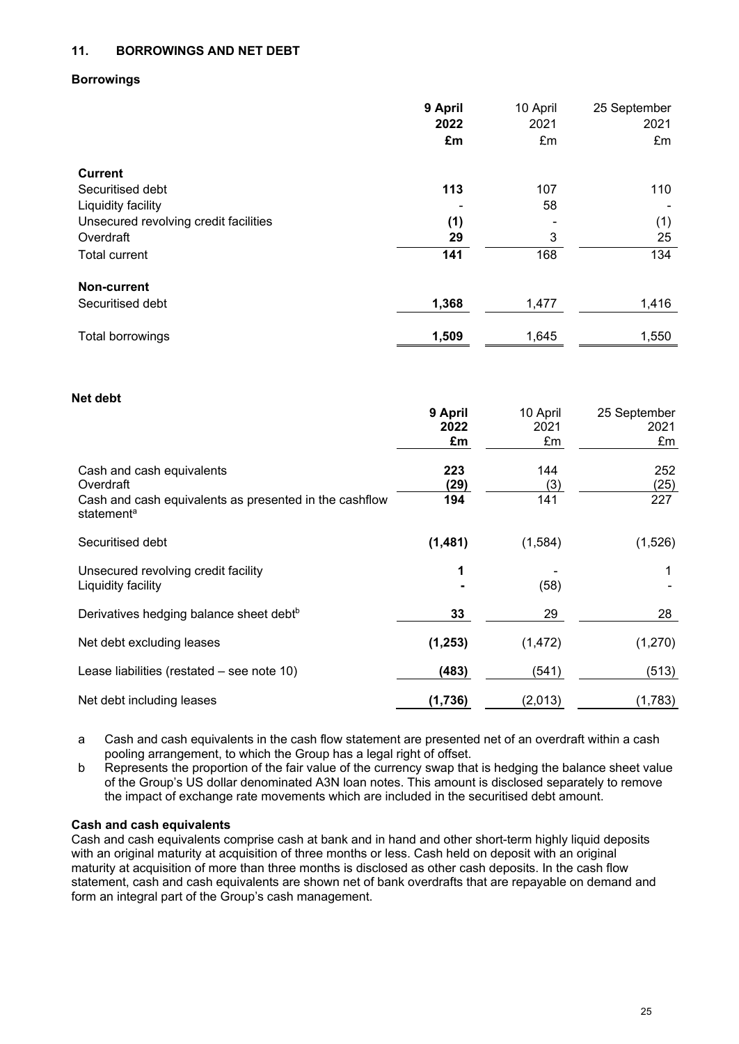## 11. BORROWINGS AND NET DEBT

### Borrowings

| | **9 April 2022 £m** | 10 April 2021 £m | 25 September 2021 £m |
|---|---|---|---|
| **Current** | | | |
| Securitised debt | **113** | 107 | 110 |
| Liquidity facility | **-** | 58 | - |
| Unsecured revolving credit facilities | **(1)** | - | (1) |
| Overdraft | **29** | 3 | 25 |
| Total current | **141** | 168 | 134 |
| **Non-current** | | | |
| Securitised debt | **1,368** | 1,477 | 1,416 |
| Total borrowings | **1,509** | 1,645 | 1,550 |

### Net debt

| | **9 April 2022 £m** | 10 April 2021 £m | 25 September 2021 £m |
|---|---|---|---|
| Cash and cash equivalents | **223** | 144 | 252 |
| Overdraft | **(29)** | (3) | (25) |
| Cash and cash equivalents as presented in the cashflow statement[a] | **194** | 141 | 227 |
| Securitised debt | **(1,481)** | (1,584) | (1,526) |
| Unsecured revolving credit facility | **1** | - | 1 |
| Liquidity facility | **-** | (58) | - |
| Derivatives hedging balance sheet debt[b] | **33** | 29 | 28 |
| Net debt excluding leases | **(1,253)** | (1,472) | (1,270) |
| Lease liabilities (restated – see note 10) | **(483)** | (541) | (513) |
| Net debt including leases | **(1,736)** | (2,013) | (1,783) |

a Cash and cash equivalents in the cash flow statement are presented net of an overdraft within a cash pooling arrangement, to which the Group has a legal right of offset.

b Represents the proportion of the fair value of the currency swap that is hedging the balance sheet value of the Group's US dollar denominated A3N loan notes. This amount is disclosed separately to remove the impact of exchange rate movements which are included in the securitised debt amount.

**Cash and cash equivalents**

Cash and cash equivalents comprise cash at bank and in hand and other short-term highly liquid deposits with an original maturity at acquisition of three months or less. Cash held on deposit with an original maturity at acquisition of more than three months is disclosed as other cash deposits. In the cash flow statement, cash and cash equivalents are shown net of bank overdrafts that are repayable on demand and form an integral part of the Group's cash management.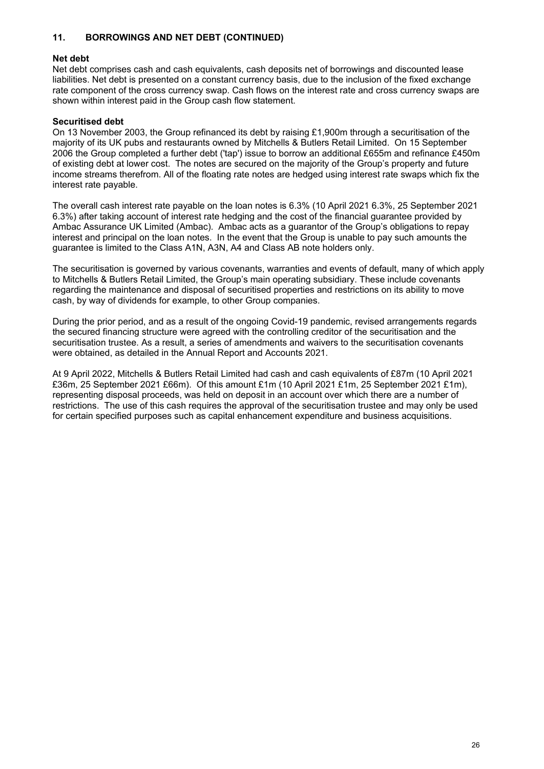## 11. BORROWINGS AND NET DEBT (CONTINUED)

### Net debt

Net debt comprises cash and cash equivalents, cash deposits net of borrowings and discounted lease liabilities. Net debt is presented on a constant currency basis, due to the inclusion of the fixed exchange rate component of the cross currency swap. Cash flows on the interest rate and cross currency swaps are shown within interest paid in the Group cash flow statement.

### Securitised debt

On 13 November 2003, the Group refinanced its debt by raising £1,900m through a securitisation of the majority of its UK pubs and restaurants owned by Mitchells & Butlers Retail Limited. On 15 September 2006 the Group completed a further debt ('tap') issue to borrow an additional £655m and refinance £450m of existing debt at lower cost. The notes are secured on the majority of the Group's property and future income streams therefrom. All of the floating rate notes are hedged using interest rate swaps which fix the interest rate payable.

The overall cash interest rate payable on the loan notes is 6.3% (10 April 2021 6.3%, 25 September 2021 6.3%) after taking account of interest rate hedging and the cost of the financial guarantee provided by Ambac Assurance UK Limited (Ambac). Ambac acts as a guarantor of the Group's obligations to repay interest and principal on the loan notes. In the event that the Group is unable to pay such amounts the guarantee is limited to the Class A1N, A3N, A4 and Class AB note holders only.

The securitisation is governed by various covenants, warranties and events of default, many of which apply to Mitchells & Butlers Retail Limited, the Group's main operating subsidiary. These include covenants regarding the maintenance and disposal of securitised properties and restrictions on its ability to move cash, by way of dividends for example, to other Group companies.

During the prior period, and as a result of the ongoing Covid-19 pandemic, revised arrangements regards the secured financing structure were agreed with the controlling creditor of the securitisation and the securitisation trustee. As a result, a series of amendments and waivers to the securitisation covenants were obtained, as detailed in the Annual Report and Accounts 2021.

At 9 April 2022, Mitchells & Butlers Retail Limited had cash and cash equivalents of £87m (10 April 2021 £36m, 25 September 2021 £66m). Of this amount £1m (10 April 2021 £1m, 25 September 2021 £1m), representing disposal proceeds, was held on deposit in an account over which there are a number of restrictions. The use of this cash requires the approval of the securitisation trustee and may only be used for certain specified purposes such as capital enhancement expenditure and business acquisitions.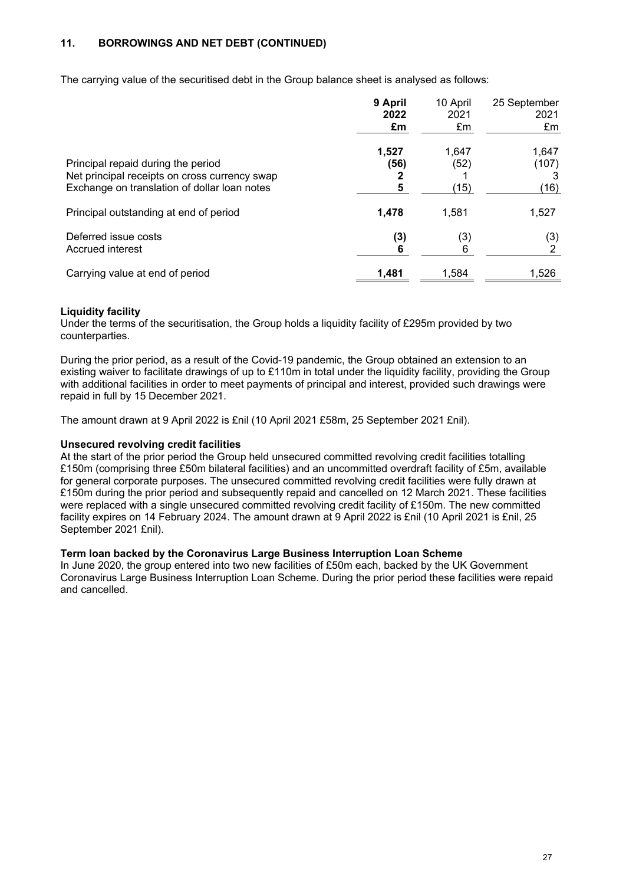### 11. BORROWINGS AND NET DEBT (CONTINUED)

The carrying value of the securitised debt in the Group balance sheet is analysed as follows:

| | **9 April 2022 £m** | 10 April 2021 £m | 25 September 2021 £m |
|---|---|---|---|
| | **1,527** | 1,647 | 1,647 |
| Principal repaid during the period | **(56)** | (52) | (107) |
| Net principal receipts on cross currency swap | **2** | 1 | 3 |
| Exchange on translation of dollar loan notes | **5** | (15) | (16) |
| Principal outstanding at end of period | **1,478** | 1,581 | 1,527 |
| Deferred issue costs | **(3)** | (3) | (3) |
| Accrued interest | **6** | 6 | 2 |
| Carrying value at end of period | **1,481** | 1,584 | 1,526 |

**Liquidity facility**

Under the terms of the securitisation, the Group holds a liquidity facility of £295m provided by two counterparties.

During the prior period, as a result of the Covid-19 pandemic, the Group obtained an extension to an existing waiver to facilitate drawings of up to £110m in total under the liquidity facility, providing the Group with additional facilities in order to meet payments of principal and interest, provided such drawings were repaid in full by 15 December 2021.

The amount drawn at 9 April 2022 is £nil (10 April 2021 £58m, 25 September 2021 £nil).

**Unsecured revolving credit facilities**

At the start of the prior period the Group held unsecured committed revolving credit facilities totalling £150m (comprising three £50m bilateral facilities) and an uncommitted overdraft facility of £5m, available for general corporate purposes. The unsecured committed revolving credit facilities were fully drawn at £150m during the prior period and subsequently repaid and cancelled on 12 March 2021. These facilities were replaced with a single unsecured committed revolving credit facility of £150m. The new committed facility expires on 14 February 2024. The amount drawn at 9 April 2022 is £nil (10 April 2021 is £nil, 25 September 2021 £nil).

**Term loan backed by the Coronavirus Large Business Interruption Loan Scheme**

In June 2020, the group entered into two new facilities of £50m each, backed by the UK Government Coronavirus Large Business Interruption Loan Scheme. During the prior period these facilities were repaid and cancelled.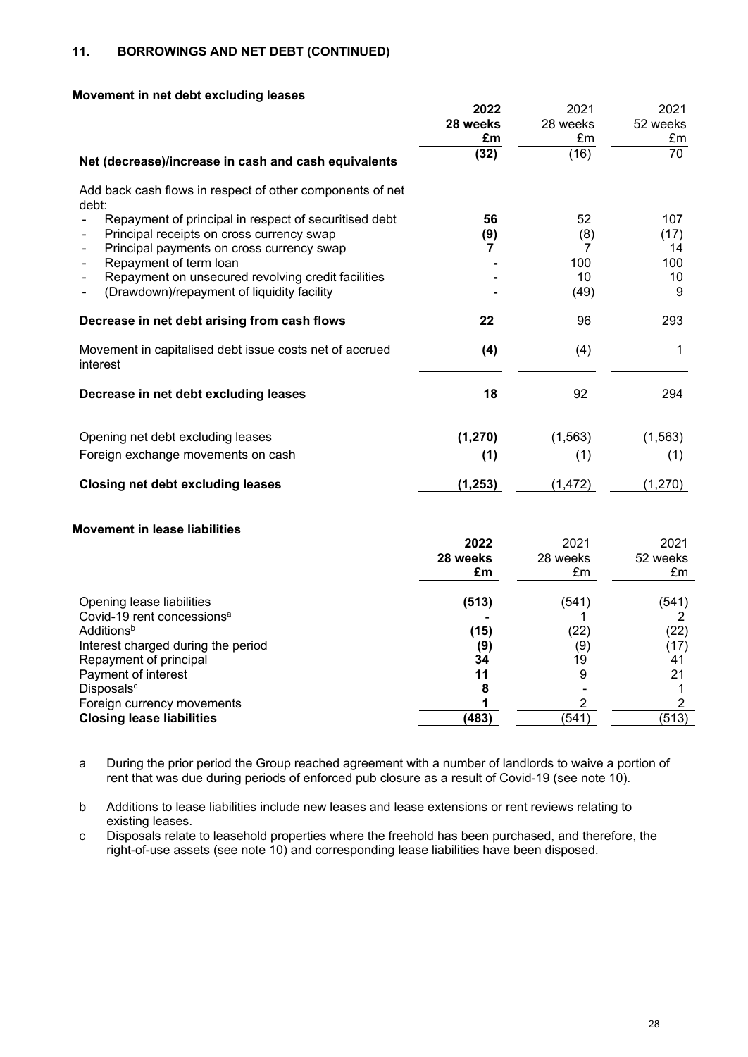## 11. BORROWINGS AND NET DEBT (CONTINUED)

### Movement in net debt excluding leases

| | 2022<br>28 weeks<br>£m | 2021<br>28 weeks<br>£m | 2021<br>52 weeks<br>£m |
|---|---|---|---|
| **Net (decrease)/increase in cash and cash equivalents** | **(32)** | (16) | 70 |
| Add back cash flows in respect of other components of net debt: | | | |
| - Repayment of principal in respect of securitised debt | **56** | 52 | 107 |
| - Principal receipts on cross currency swap | **(9)** | (8) | (17) |
| - Principal payments on cross currency swap | **7** | 7 | 14 |
| - Repayment of term loan | **-** | 100 | 100 |
| - Repayment on unsecured revolving credit facilities | **-** | 10 | 10 |
| - (Drawdown)/repayment of liquidity facility | **-** | (49) | 9 |
| **Decrease in net debt arising from cash flows** | **22** | 96 | 293 |
| Movement in capitalised debt issue costs net of accrued interest | **(4)** | (4) | 1 |
| **Decrease in net debt excluding leases** | **18** | 92 | 294 |
| Opening net debt excluding leases | **(1,270)** | (1,563) | (1,563) |
| Foreign exchange movements on cash | **(1)** | (1) | (1) |
| **Closing net debt excluding leases** | **(1,253)** | (1,472) | (1,270) |

### Movement in lease liabilities

| | 2022<br>28 weeks<br>£m | 2021<br>28 weeks<br>£m | 2021<br>52 weeks<br>£m |
|---|---|---|---|
| Opening lease liabilities | **(513)** | (541) | (541) |
| Covid-19 rent concessions[a] | **-** | 1 | 2 |
| Additions[b] | **(15)** | (22) | (22) |
| Interest charged during the period | **(9)** | (9) | (17) |
| Repayment of principal | **34** | 19 | 41 |
| Payment of interest | **11** | 9 | 21 |
| Disposals[c] | **8** | - | 1 |
| Foreign currency movements | **1** | 2 | 2 |
| **Closing lease liabilities** | **(483)** | (541) | (513) |

a During the prior period the Group reached agreement with a number of landlords to waive a portion of rent that was due during periods of enforced pub closure as a result of Covid-19 (see note 10).

b Additions to lease liabilities include new leases and lease extensions or rent reviews relating to existing leases.

c Disposals relate to leasehold properties where the freehold has been purchased, and therefore, the right-of-use assets (see note 10) and corresponding lease liabilities have been disposed.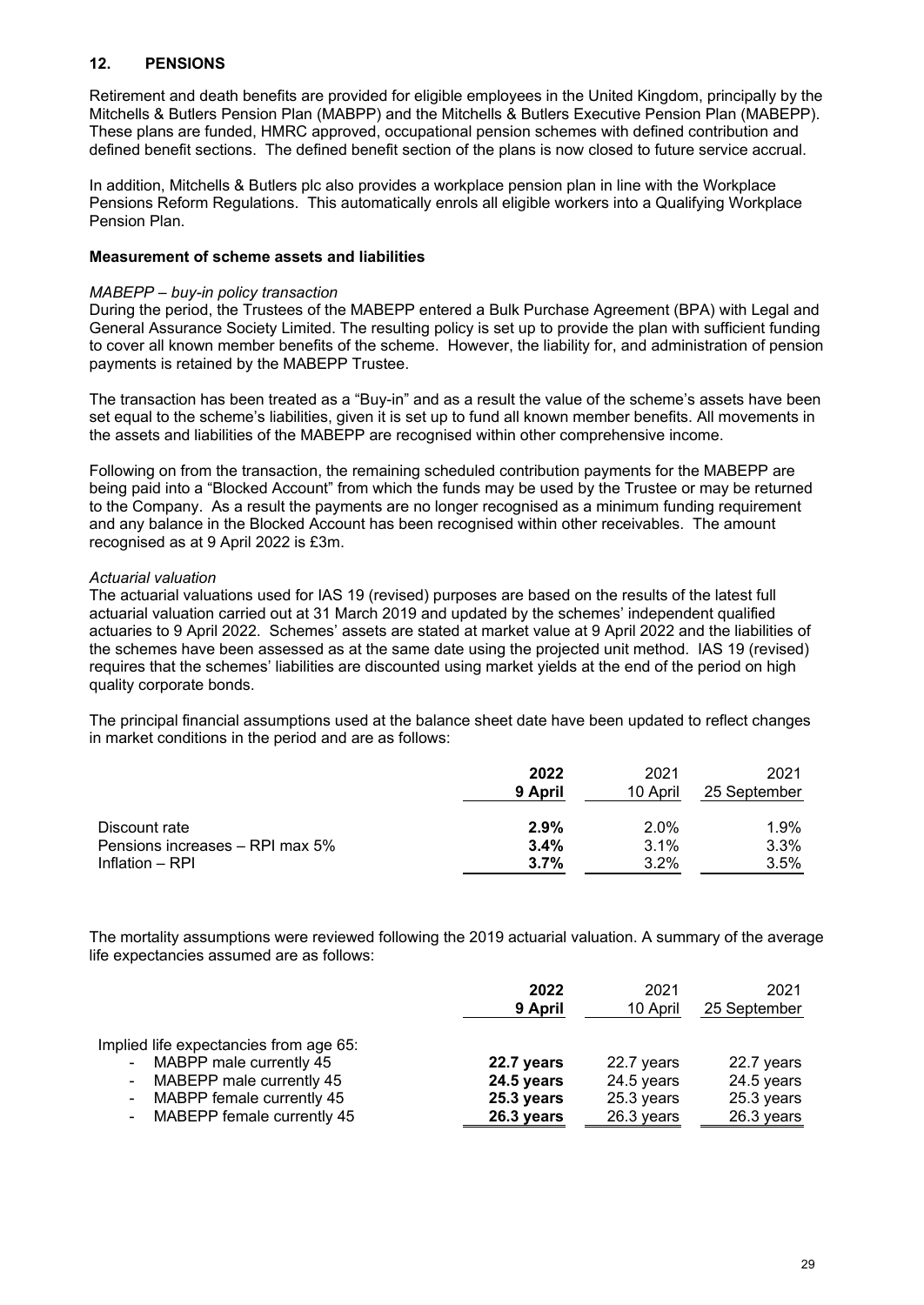## 12. PENSIONS

Retirement and death benefits are provided for eligible employees in the United Kingdom, principally by the Mitchells & Butlers Pension Plan (MABPP) and the Mitchells & Butlers Executive Pension Plan (MABEPP). These plans are funded, HMRC approved, occupational pension schemes with defined contribution and defined benefit sections. The defined benefit section of the plans is now closed to future service accrual.

In addition, Mitchells & Butlers plc also provides a workplace pension plan in line with the Workplace Pensions Reform Regulations. This automatically enrols all eligible workers into a Qualifying Workplace Pension Plan.

### Measurement of scheme assets and liabilities

*MABEPP – buy-in policy transaction*

During the period, the Trustees of the MABEPP entered a Bulk Purchase Agreement (BPA) with Legal and General Assurance Society Limited. The resulting policy is set up to provide the plan with sufficient funding to cover all known member benefits of the scheme. However, the liability for, and administration of pension payments is retained by the MABEPP Trustee.

The transaction has been treated as a "Buy-in" and as a result the value of the scheme's assets have been set equal to the scheme's liabilities, given it is set up to fund all known member benefits. All movements in the assets and liabilities of the MABEPP are recognised within other comprehensive income.

Following on from the transaction, the remaining scheduled contribution payments for the MABEPP are being paid into a "Blocked Account" from which the funds may be used by the Trustee or may be returned to the Company. As a result the payments are no longer recognised as a minimum funding requirement and any balance in the Blocked Account has been recognised within other receivables. The amount recognised as at 9 April 2022 is £3m.

*Actuarial valuation*

The actuarial valuations used for IAS 19 (revised) purposes are based on the results of the latest full actuarial valuation carried out at 31 March 2019 and updated by the schemes' independent qualified actuaries to 9 April 2022. Schemes' assets are stated at market value at 9 April 2022 and the liabilities of the schemes have been assessed as at the same date using the projected unit method. IAS 19 (revised) requires that the schemes' liabilities are discounted using market yields at the end of the period on high quality corporate bonds.

The principal financial assumptions used at the balance sheet date have been updated to reflect changes in market conditions in the period and are as follows:

| | **2022 9 April** | 2021 10 April | 2021 25 September |
|---|---|---|---|
| Discount rate | **2.9%** | 2.0% | 1.9% |
| Pensions increases – RPI max 5% | **3.4%** | 3.1% | 3.3% |
| Inflation – RPI | **3.7%** | 3.2% | 3.5% |

The mortality assumptions were reviewed following the 2019 actuarial valuation. A summary of the average life expectancies assumed are as follows:

| | **2022 9 April** | 2021 10 April | 2021 25 September |
|---|---|---|---|
| Implied life expectancies from age 65: | | | |
| - MABPP male currently 45 | **22.7 years** | 22.7 years | 22.7 years |
| - MABEPP male currently 45 | **24.5 years** | 24.5 years | 24.5 years |
| - MABPP female currently 45 | **25.3 years** | 25.3 years | 25.3 years |
| - MABEPP female currently 45 | **26.3 years** | 26.3 years | 26.3 years |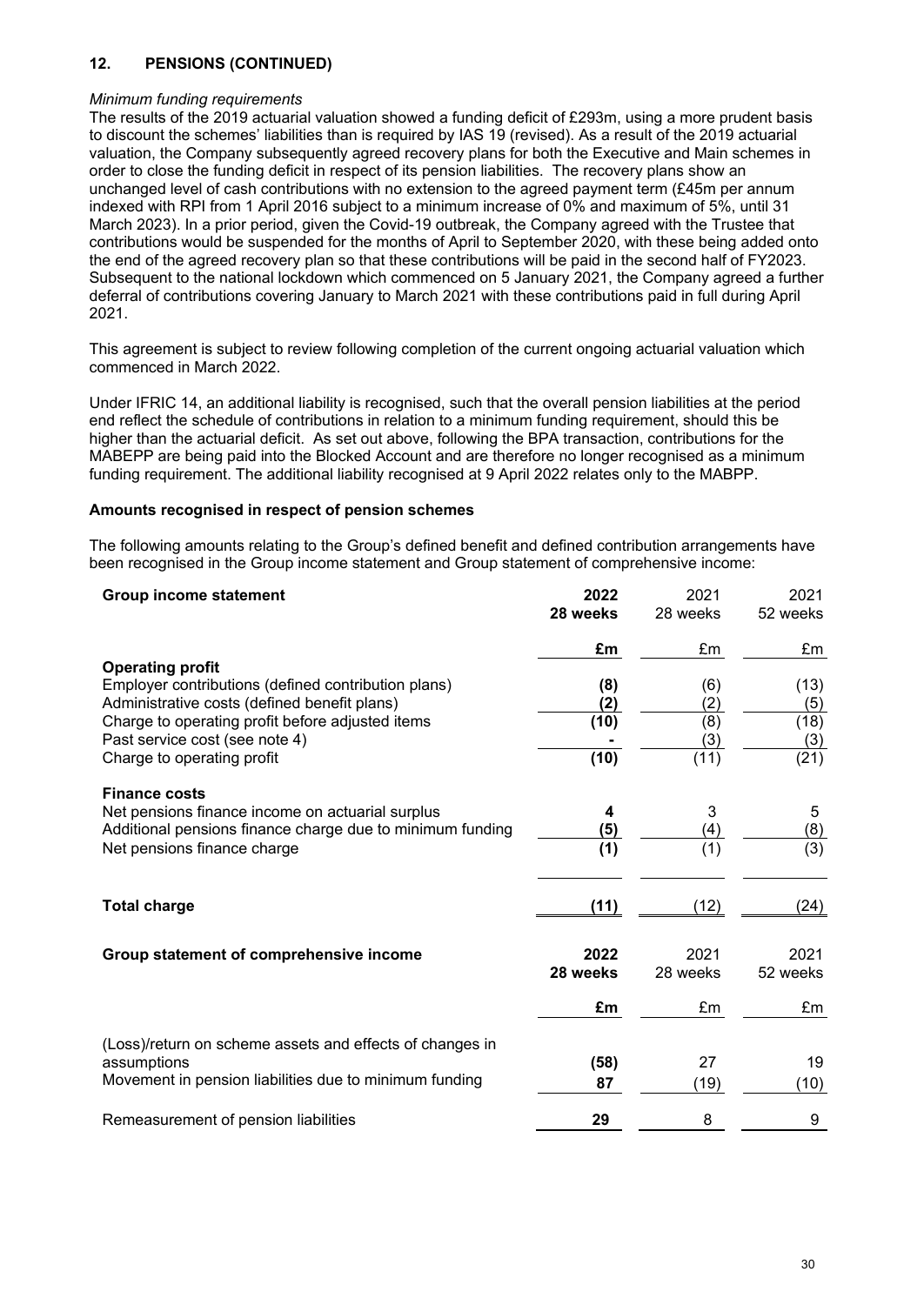## 12. PENSIONS (CONTINUED)

*Minimum funding requirements*

The results of the 2019 actuarial valuation showed a funding deficit of £293m, using a more prudent basis to discount the schemes' liabilities than is required by IAS 19 (revised). As a result of the 2019 actuarial valuation, the Company subsequently agreed recovery plans for both the Executive and Main schemes in order to close the funding deficit in respect of its pension liabilities. The recovery plans show an unchanged level of cash contributions with no extension to the agreed payment term (£45m per annum indexed with RPI from 1 April 2016 subject to a minimum increase of 0% and maximum of 5%, until 31 March 2023). In a prior period, given the Covid-19 outbreak, the Company agreed with the Trustee that contributions would be suspended for the months of April to September 2020, with these being added onto the end of the agreed recovery plan so that these contributions will be paid in the second half of FY2023. Subsequent to the national lockdown which commenced on 5 January 2021, the Company agreed a further deferral of contributions covering January to March 2021 with these contributions paid in full during April 2021.

This agreement is subject to review following completion of the current ongoing actuarial valuation which commenced in March 2022.

Under IFRIC 14, an additional liability is recognised, such that the overall pension liabilities at the period end reflect the schedule of contributions in relation to a minimum funding requirement, should this be higher than the actuarial deficit. As set out above, following the BPA transaction, contributions for the MABEPP are being paid into the Blocked Account and are therefore no longer recognised as a minimum funding requirement. The additional liability recognised at 9 April 2022 relates only to the MABPP.

**Amounts recognised in respect of pension schemes**

The following amounts relating to the Group's defined benefit and defined contribution arrangements have been recognised in the Group income statement and Group statement of comprehensive income:

| **Group income statement** | **2022 28 weeks** | 2021 28 weeks | 2021 52 weeks |
|---|---|---|---|
| | **£m** | £m | £m |
| **Operating profit** | | | |
| Employer contributions (defined contribution plans) | **(8)** | (6) | (13) |
| Administrative costs (defined benefit plans) | **(2)** | (2) | (5) |
| Charge to operating profit before adjusted items | **(10)** | (8) | (18) |
| Past service cost (see note 4) | **-** | (3) | (3) |
| Charge to operating profit | **(10)** | (11) | (21) |
| **Finance costs** | | | |
| Net pensions finance income on actuarial surplus | **4** | 3 | 5 |
| Additional pensions finance charge due to minimum funding | **(5)** | (4) | (8) |
| Net pensions finance charge | **(1)** | (1) | (3) |
| **Total charge** | **(11)** | (12) | (24) |

| **Group statement of comprehensive income** | **2022 28 weeks** | 2021 28 weeks | 2021 52 weeks |
|---|---|---|---|
| | **£m** | £m | £m |
| (Loss)/return on scheme assets and effects of changes in assumptions | **(58)** | 27 | 19 |
| Movement in pension liabilities due to minimum funding | **87** | (19) | (10) |
| Remeasurement of pension liabilities | **29** | 8 | 9 |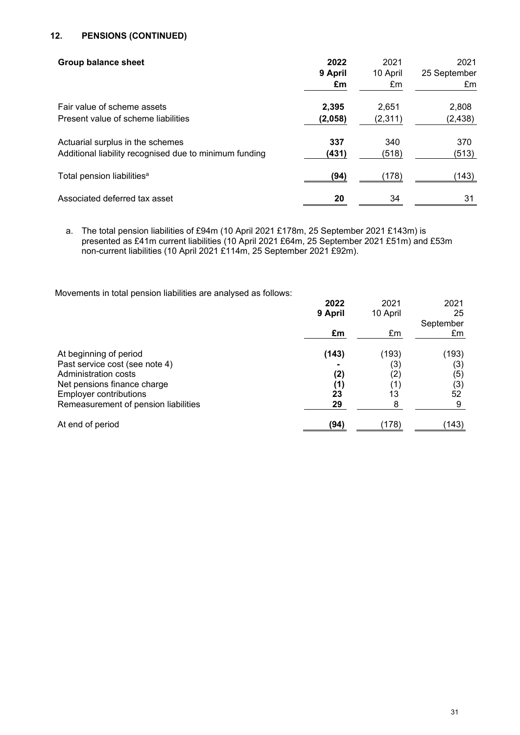## 12. PENSIONS (CONTINUED)

| Group balance sheet | 2022<br>9 April<br>£m | 2021<br>10 April<br>£m | 2021<br>25 September<br>£m |
|---|---|---|---|
| Fair value of scheme assets | **2,395** | 2,651 | 2,808 |
| Present value of scheme liabilities | **(2,058)** | (2,311) | (2,438) |
| Actuarial surplus in the schemes | **337** | 340 | 370 |
| Additional liability recognised due to minimum funding | **(431)** | (518) | (513) |
| Total pension liabilities[a] | **(94)** | (178) | (143) |
| Associated deferred tax asset | **20** | 34 | 31 |

a. The total pension liabilities of £94m (10 April 2021 £178m, 25 September 2021 £143m) is presented as £41m current liabilities (10 April 2021 £64m, 25 September 2021 £51m) and £53m non-current liabilities (10 April 2021 £114m, 25 September 2021 £92m).

Movements in total pension liabilities are analysed as follows:

| | 2022<br>9 April<br>£m | 2021<br>10 April<br>£m | 2021<br>25 September<br>£m |
|---|---|---|---|
| At beginning of period | **(143)** | (193) | (193) |
| Past service cost (see note 4) | **-** | (3) | (3) |
| Administration costs | **(2)** | (2) | (5) |
| Net pensions finance charge | **(1)** | (1) | (3) |
| Employer contributions | **23** | 13 | 52 |
| Remeasurement of pension liabilities | **29** | 8 | 9 |
| At end of period | **(94)** | (178) | (143) |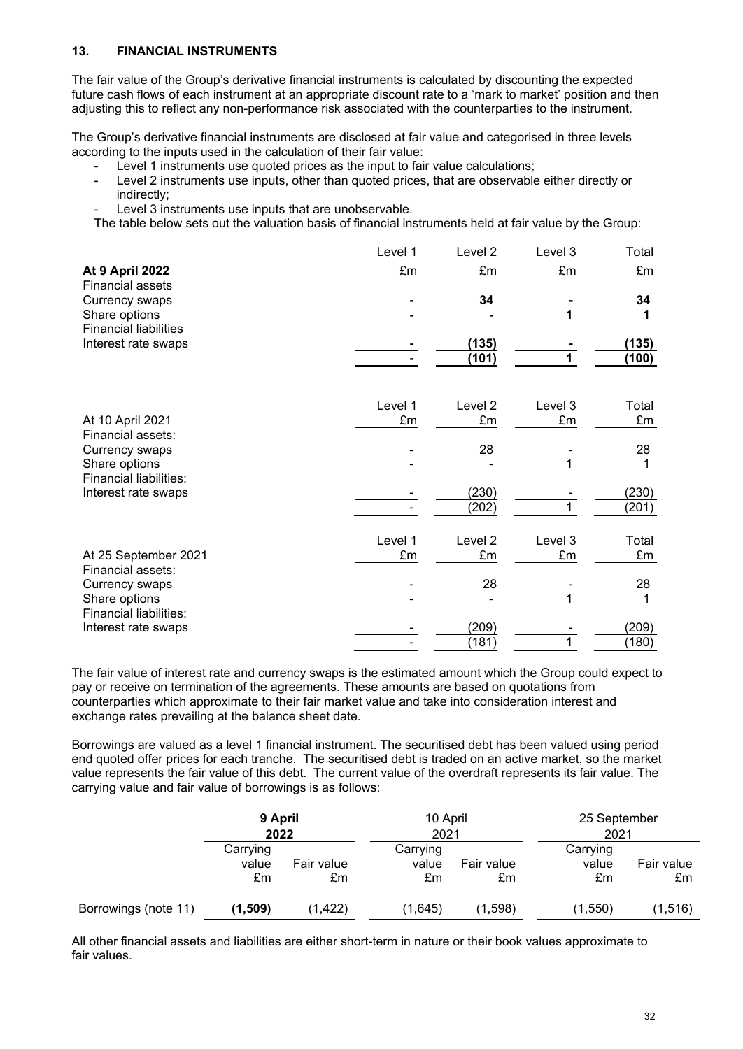## 13. FINANCIAL INSTRUMENTS

The fair value of the Group's derivative financial instruments is calculated by discounting the expected future cash flows of each instrument at an appropriate discount rate to a 'mark to market' position and then adjusting this to reflect any non-performance risk associated with the counterparties to the instrument.

The Group's derivative financial instruments are disclosed at fair value and categorised in three levels according to the inputs used in the calculation of their fair value:

- Level 1 instruments use quoted prices as the input to fair value calculations;
- Level 2 instruments use inputs, other than quoted prices, that are observable either directly or indirectly;
- Level 3 instruments use inputs that are unobservable.

The table below sets out the valuation basis of financial instruments held at fair value by the Group:

| | Level 1 | Level 2 | Level 3 | Total |
|---|---|---|---|---|
| **At 9 April 2022** | £m | £m | £m | £m |
| Financial assets | | | | |
| Currency swaps | **-** | **34** | **-** | **34** |
| Share options | **-** | **-** | **1** | **1** |
| Financial liabilities | | | | |
| Interest rate swaps | **-** | **(135)** | **-** | **(135)** |
| | **-** | **(101)** | **1** | **(100)** |

| | Level 1 | Level 2 | Level 3 | Total |
|---|---|---|---|---|
| At 10 April 2021 | £m | £m | £m | £m |
| Financial assets: | | | | |
| Currency swaps | - | 28 | - | 28 |
| Share options | - | - | 1 | 1 |
| Financial liabilities: | | | | |
| Interest rate swaps | - | (230) | - | (230) |
| | - | (202) | 1 | (201) |

| | Level 1 | Level 2 | Level 3 | Total |
|---|---|---|---|---|
| At 25 September 2021 | £m | £m | £m | £m |
| Financial assets: | | | | |
| Currency swaps | - | 28 | - | 28 |
| Share options | - | - | 1 | 1 |
| Financial liabilities: | | | | |
| Interest rate swaps | - | (209) | - | (209) |
| | - | (181) | 1 | (180) |

The fair value of interest rate and currency swaps is the estimated amount which the Group could expect to pay or receive on termination of the agreements. These amounts are based on quotations from counterparties which approximate to their fair market value and take into consideration interest and exchange rates prevailing at the balance sheet date.

Borrowings are valued as a level 1 financial instrument. The securitised debt has been valued using period end quoted offer prices for each tranche. The securitised debt is traded on an active market, so the market value represents the fair value of this debt. The current value of the overdraft represents its fair value. The carrying value and fair value of borrowings is as follows:

| | **9 April 2022** | | 10 April 2021 | | 25 September 2021 | |
|---|---|---|---|---|---|---|
| | Carrying value | Fair value | Carrying value | Fair value | Carrying value | Fair value |
| | £m | £m | £m | £m | £m | £m |
| Borrowings (note 11) | **(1,509)** | (1,422) | (1,645) | (1,598) | (1,550) | (1,516) |

All other financial assets and liabilities are either short-term in nature or their book values approximate to fair values.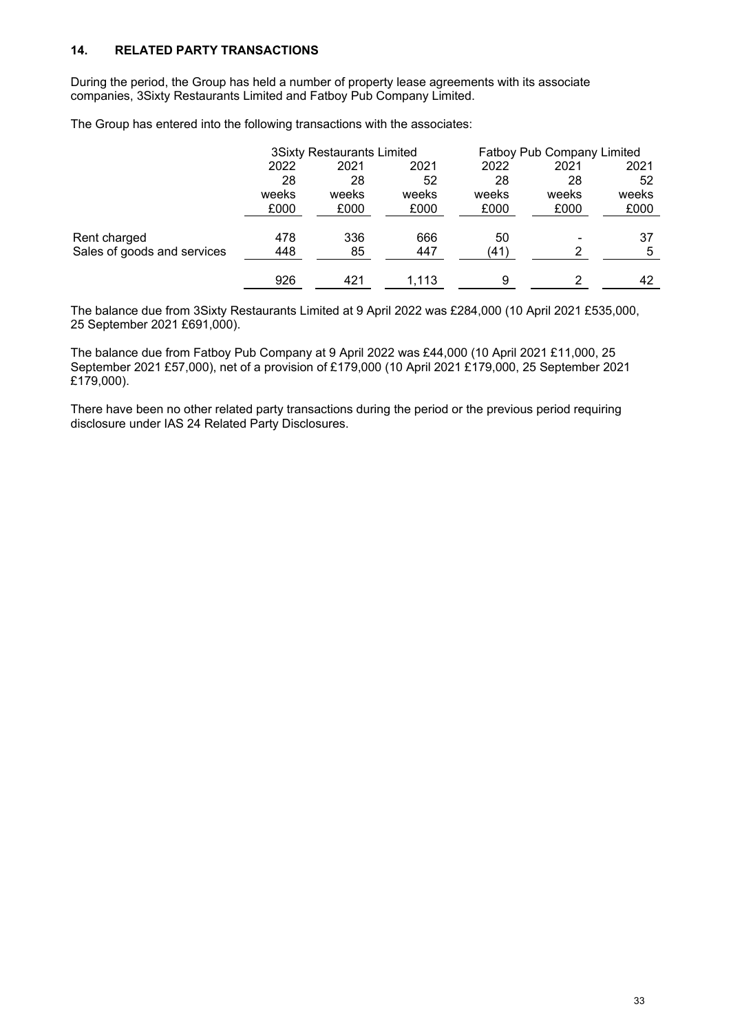## 14. RELATED PARTY TRANSACTIONS

During the period, the Group has held a number of property lease agreements with its associate companies, 3Sixty Restaurants Limited and Fatboy Pub Company Limited.

The Group has entered into the following transactions with the associates:

| | 3Sixty Restaurants Limited | | | Fatboy Pub Company Limited | | |
|---|---|---|---|---|---|---|
| | 2022 28 weeks £000 | 2021 28 weeks £000 | 2021 52 weeks £000 | 2022 28 weeks £000 | 2021 28 weeks £000 | 2021 52 weeks £000 |
| Rent charged | 478 | 336 | 666 | 50 | - | 37 |
| Sales of goods and services | 448 | 85 | 447 | (41) | 2 | 5 |
| | 926 | 421 | 1,113 | 9 | 2 | 42 |

The balance due from 3Sixty Restaurants Limited at 9 April 2022 was £284,000 (10 April 2021 £535,000, 25 September 2021 £691,000).

The balance due from Fatboy Pub Company at 9 April 2022 was £44,000 (10 April 2021 £11,000, 25 September 2021 £57,000), net of a provision of £179,000 (10 April 2021 £179,000, 25 September 2021 £179,000).

There have been no other related party transactions during the period or the previous period requiring disclosure under IAS 24 Related Party Disclosures.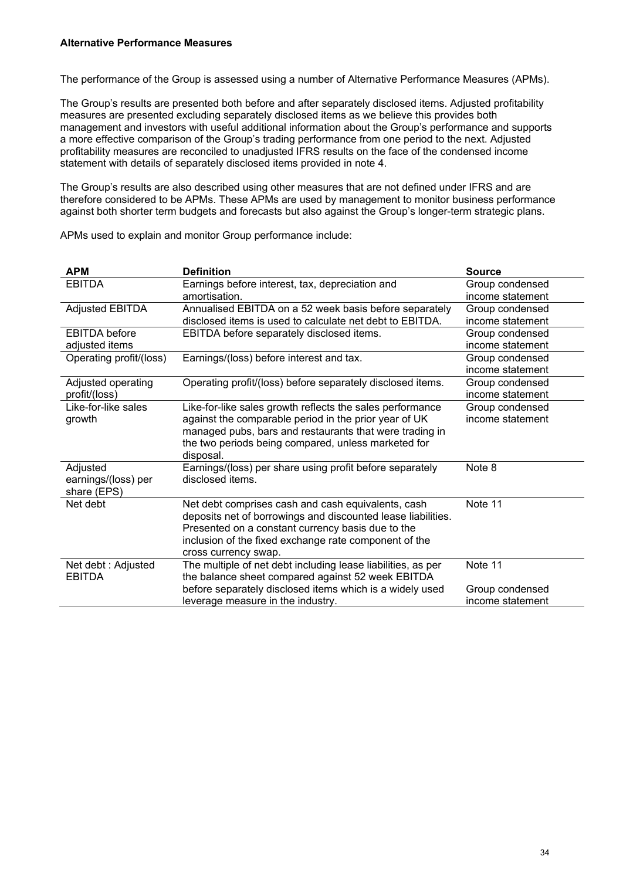**Alternative Performance Measures**

The performance of the Group is assessed using a number of Alternative Performance Measures (APMs).

The Group's results are presented both before and after separately disclosed items. Adjusted profitability measures are presented excluding separately disclosed items as we believe this provides both management and investors with useful additional information about the Group's performance and supports a more effective comparison of the Group's trading performance from one period to the next. Adjusted profitability measures are reconciled to unadjusted IFRS results on the face of the condensed income statement with details of separately disclosed items provided in note 4.

The Group's results are also described using other measures that are not defined under IFRS and are therefore considered to be APMs. These APMs are used by management to monitor business performance against both shorter term budgets and forecasts but also against the Group's longer-term strategic plans.

APMs used to explain and monitor Group performance include:

| APM | Definition | Source |
|---|---|---|
| EBITDA | Earnings before interest, tax, depreciation and amortisation. | Group condensed income statement |
| Adjusted EBITDA | Annualised EBITDA on a 52 week basis before separately disclosed items is used to calculate net debt to EBITDA. | Group condensed income statement |
| EBITDA before adjusted items | EBITDA before separately disclosed items. | Group condensed income statement |
| Operating profit/(loss) | Earnings/(loss) before interest and tax. | Group condensed income statement |
| Adjusted operating profit/(loss) | Operating profit/(loss) before separately disclosed items. | Group condensed income statement |
| Like-for-like sales growth | Like-for-like sales growth reflects the sales performance against the comparable period in the prior year of UK managed pubs, bars and restaurants that were trading in the two periods being compared, unless marketed for disposal. | Group condensed income statement |
| Adjusted earnings/(loss) per share (EPS) | Earnings/(loss) per share using profit before separately disclosed items. | Note 8 |
| Net debt | Net debt comprises cash and cash equivalents, cash deposits net of borrowings and discounted lease liabilities. Presented on a constant currency basis due to the inclusion of the fixed exchange rate component of the cross currency swap. | Note 11 |
| Net debt : Adjusted EBITDA | The multiple of net debt including lease liabilities, as per the balance sheet compared against 52 week EBITDA before separately disclosed items which is a widely used leverage measure in the industry. | Note 11<br><br>Group condensed income statement |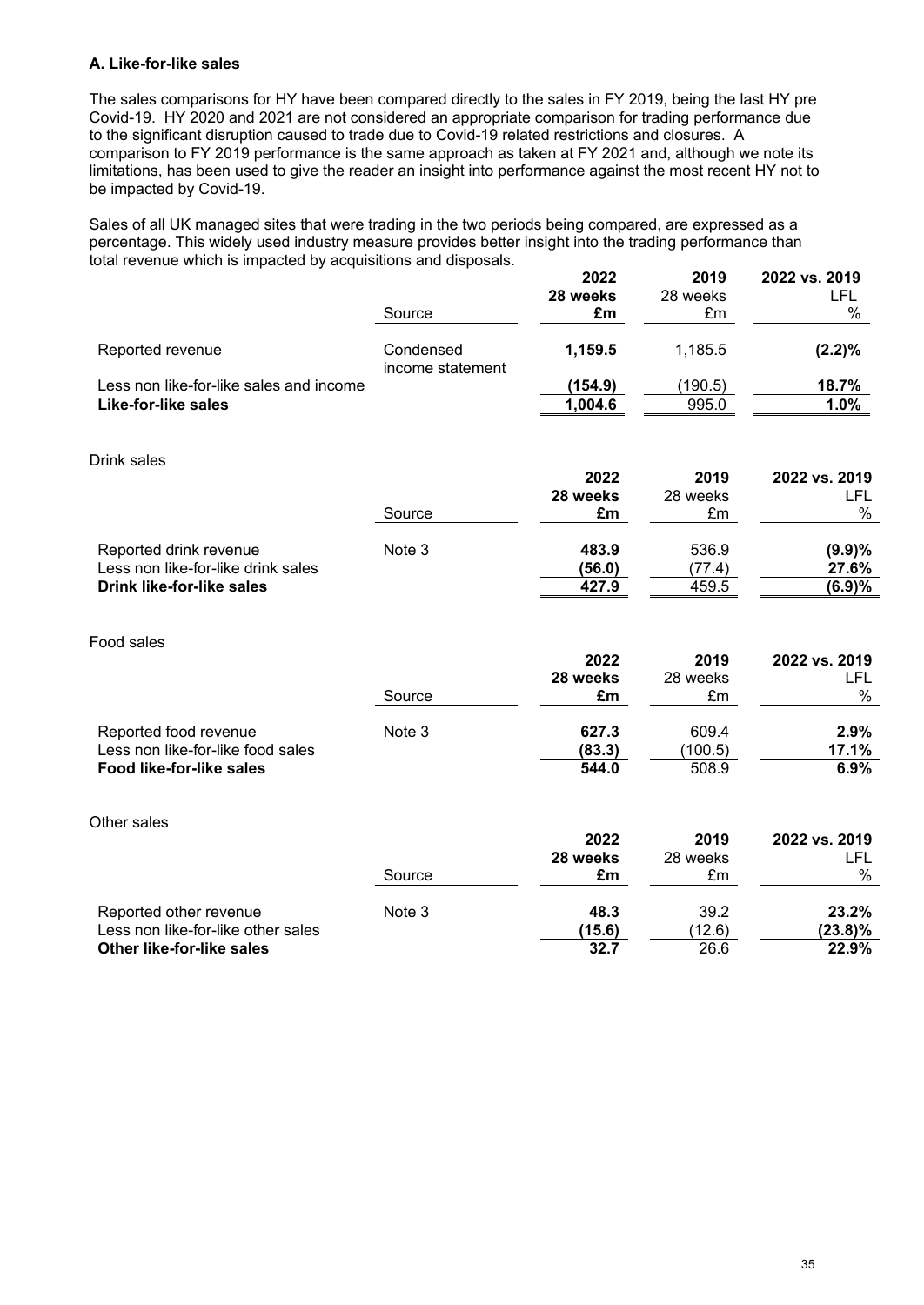### A. Like-for-like sales

The sales comparisons for HY have been compared directly to the sales in FY 2019, being the last HY pre Covid-19. HY 2020 and 2021 are not considered an appropriate comparison for trading performance due to the significant disruption caused to trade due to Covid-19 related restrictions and closures. A comparison to FY 2019 performance is the same approach as taken at FY 2021 and, although we note its limitations, has been used to give the reader an insight into performance against the most recent HY not to be impacted by Covid-19.

Sales of all UK managed sites that were trading in the two periods being compared, are expressed as a percentage. This widely used industry measure provides better insight into the trading performance than total revenue which is impacted by acquisitions and disposals.

| | Source | 2022<br>28 weeks<br>£m | 2019<br>28 weeks<br>£m | 2022 vs. 2019<br>LFL<br>% |
|---|---|---|---|---|
| Reported revenue | Condensed income statement | **1,159.5** | 1,185.5 | **(2.2)%** |
| Less non like-for-like sales and income | | **(154.9)** | (190.5) | **18.7%** |
| **Like-for-like sales** | | **1,004.6** | 995.0 | **1.0%** |

Drink sales

| | Source | 2022<br>28 weeks<br>£m | 2019<br>28 weeks<br>£m | 2022 vs. 2019<br>LFL<br>% |
|---|---|---|---|---|
| Reported drink revenue | Note 3 | **483.9** | 536.9 | **(9.9)%** |
| Less non like-for-like drink sales | | **(56.0)** | (77.4) | **27.6%** |
| **Drink like-for-like sales** | | **427.9** | 459.5 | **(6.9)%** |

Food sales

| | Source | 2022<br>28 weeks<br>£m | 2019<br>28 weeks<br>£m | 2022 vs. 2019<br>LFL<br>% |
|---|---|---|---|---|
| Reported food revenue | Note 3 | **627.3** | 609.4 | **2.9%** |
| Less non like-for-like food sales | | **(83.3)** | (100.5) | **17.1%** |
| **Food like-for-like sales** | | **544.0** | 508.9 | **6.9%** |

Other sales

| | Source | 2022<br>28 weeks<br>£m | 2019<br>28 weeks<br>£m | 2022 vs. 2019<br>LFL<br>% |
|---|---|---|---|---|
| Reported other revenue | Note 3 | **48.3** | 39.2 | **23.2%** |
| Less non like-for-like other sales | | **(15.6)** | (12.6) | **(23.8)%** |
| **Other like-for-like sales** | | **32.7** | 26.6 | **22.9%** |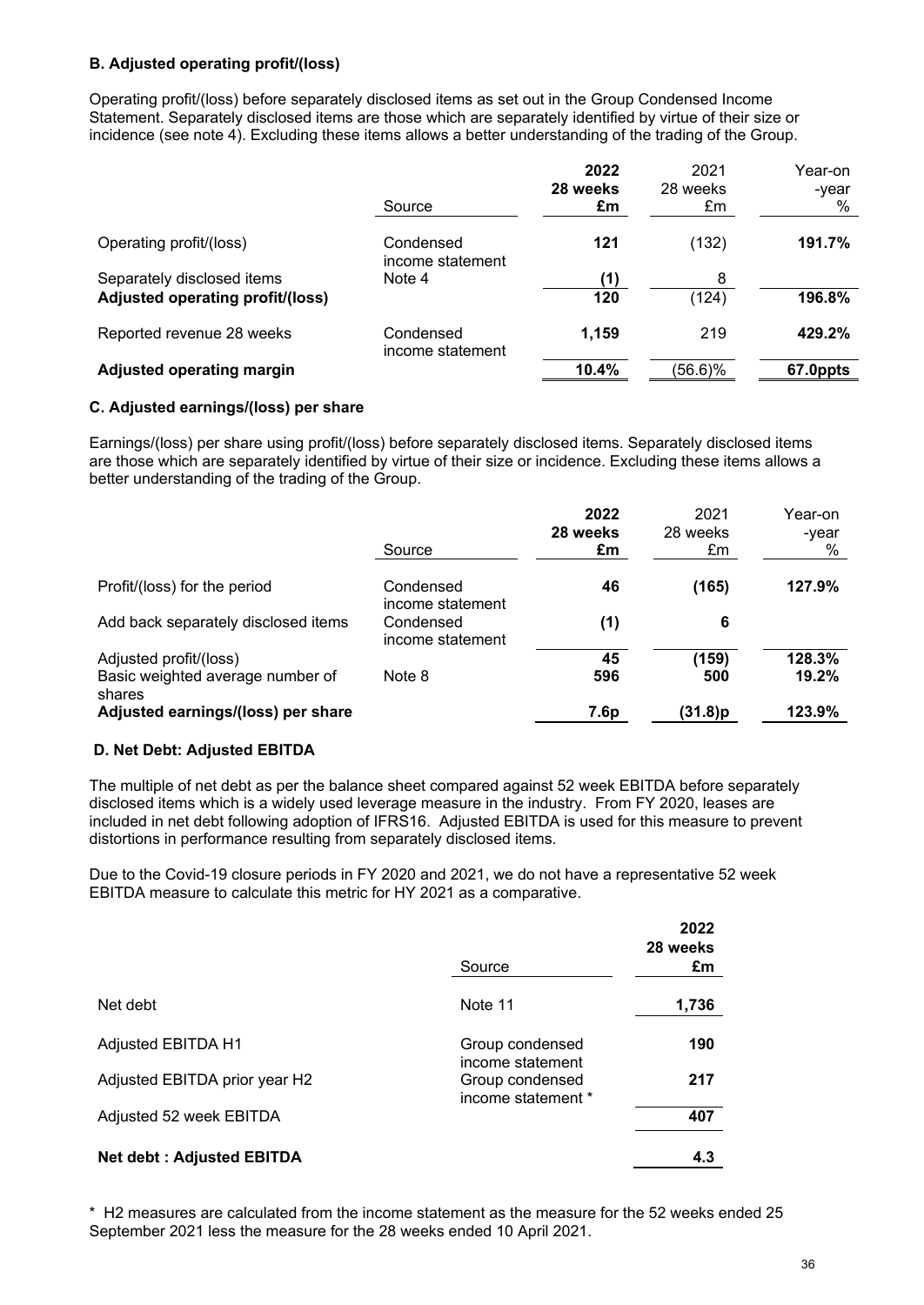### B. Adjusted operating profit/(loss)

Operating profit/(loss) before separately disclosed items as set out in the Group Condensed Income Statement. Separately disclosed items are those which are separately identified by virtue of their size or incidence (see note 4). Excluding these items allows a better understanding of the trading of the Group.

| | Source | **2022 28 weeks £m** | 2021 28 weeks £m | Year-on -year % |
|---|---|---|---|---|
| Operating profit/(loss) | Condensed income statement | **121** | (132) | **191.7%** |
| Separately disclosed items | Note 4 | **(1)** | 8 | |
| **Adjusted operating profit/(loss)** | | **120** | (124) | **196.8%** |
| Reported revenue 28 weeks | Condensed income statement | **1,159** | 219 | **429.2%** |
| **Adjusted operating margin** | | **10.4%** | (56.6)% | **67.0ppts** |

### C. Adjusted earnings/(loss) per share

Earnings/(loss) per share using profit/(loss) before separately disclosed items. Separately disclosed items are those which are separately identified by virtue of their size or incidence. Excluding these items allows a better understanding of the trading of the Group.

| | Source | **2022 28 weeks £m** | 2021 28 weeks £m | Year-on -year % |
|---|---|---|---|---|
| Profit/(loss) for the period | Condensed income statement | **46** | **(165)** | **127.9%** |
| Add back separately disclosed items | Condensed income statement | **(1)** | **6** | |
| Adjusted profit/(loss) | | **45** | **(159)** | **128.3%** |
| Basic weighted average number of shares | Note 8 | **596** | **500** | **19.2%** |
| **Adjusted earnings/(loss) per share** | | **7.6p** | **(31.8)p** | **123.9%** |

### D. Net Debt: Adjusted EBITDA

The multiple of net debt as per the balance sheet compared against 52 week EBITDA before separately disclosed items which is a widely used leverage measure in the industry. From FY 2020, leases are included in net debt following adoption of IFRS16. Adjusted EBITDA is used for this measure to prevent distortions in performance resulting from separately disclosed items.

Due to the Covid-19 closure periods in FY 2020 and 2021, we do not have a representative 52 week EBITDA measure to calculate this metric for HY 2021 as a comparative.

| | Source | **2022 28 weeks £m** |
|---|---|---|
| Net debt | Note 11 | **1,736** |
| Adjusted EBITDA H1 | Group condensed income statement | **190** |
| Adjusted EBITDA prior year H2 | Group condensed income statement * | **217** |
| Adjusted 52 week EBITDA | | **407** |
| **Net debt : Adjusted EBITDA** | | **4.3** |

\* H2 measures are calculated from the income statement as the measure for the 52 weeks ended 25 September 2021 less the measure for the 28 weeks ended 10 April 2021.